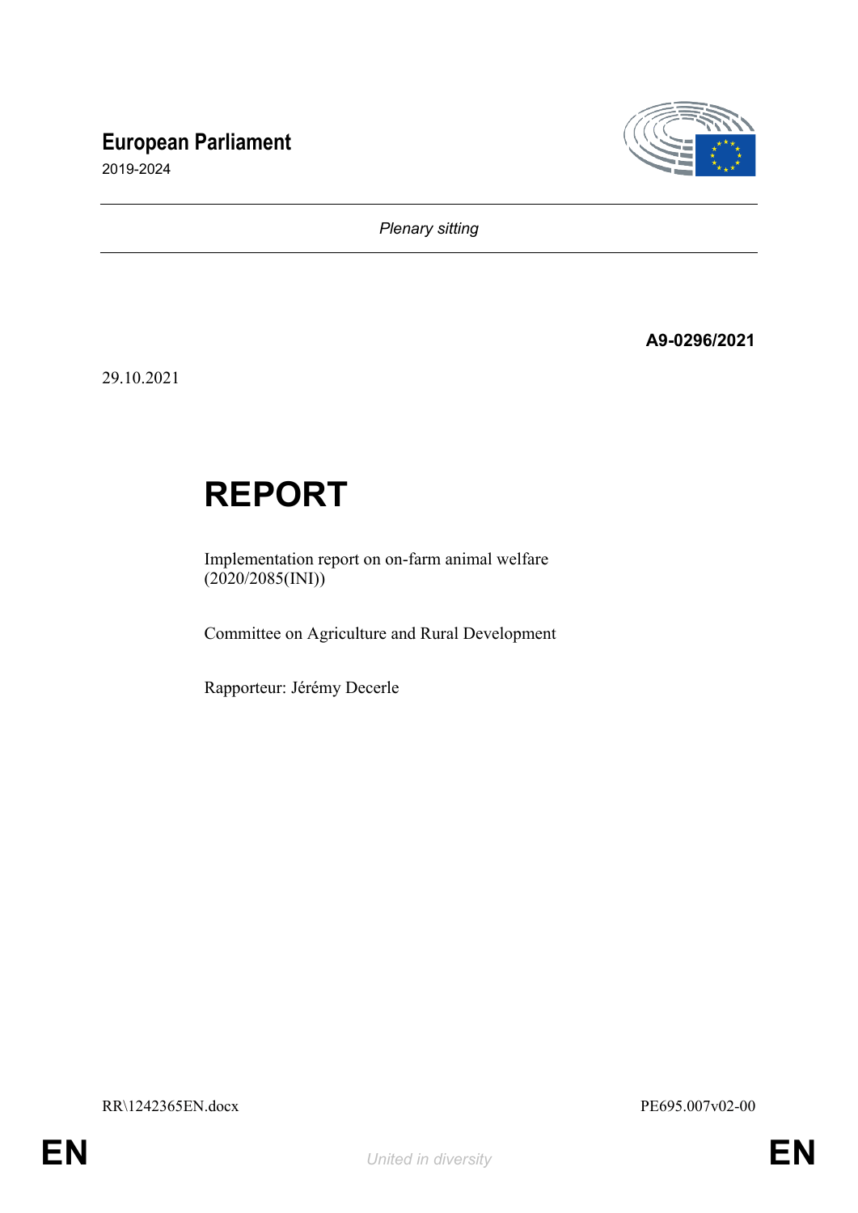# European Parliament

2019-2024

*Plenary sitting*

**A9-0296/2021**

29.10.2021

# REPORT

Implementation report on on-farm animal welfare
(2020/2085(INI))

Committee on Agriculture and Rural Development

Rapporteur: Jérémy Decerle

RR\1242365EN.docx PE695.007v02-00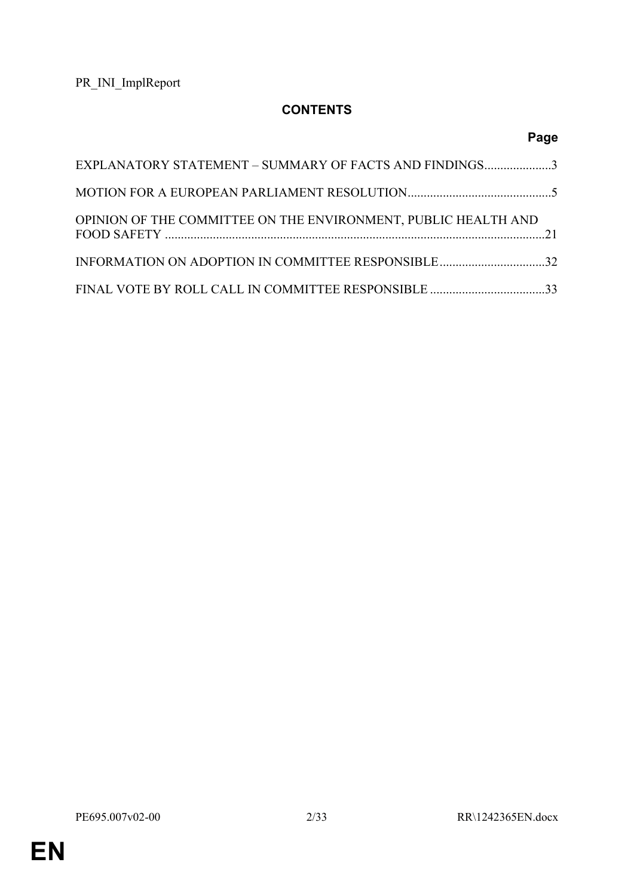PR_INI_ImplReport

# CONTENTS

| | Page |
|---|---|
| EXPLANATORY STATEMENT – SUMMARY OF FACTS AND FINDINGS | 3 |
| MOTION FOR A EUROPEAN PARLIAMENT RESOLUTION | 5 |
| OPINION OF THE COMMITTEE ON THE ENVIRONMENT, PUBLIC HEALTH AND FOOD SAFETY | 21 |
| INFORMATION ON ADOPTION IN COMMITTEE RESPONSIBLE | 32 |
| FINAL VOTE BY ROLL CALL IN COMMITTEE RESPONSIBLE | 33 |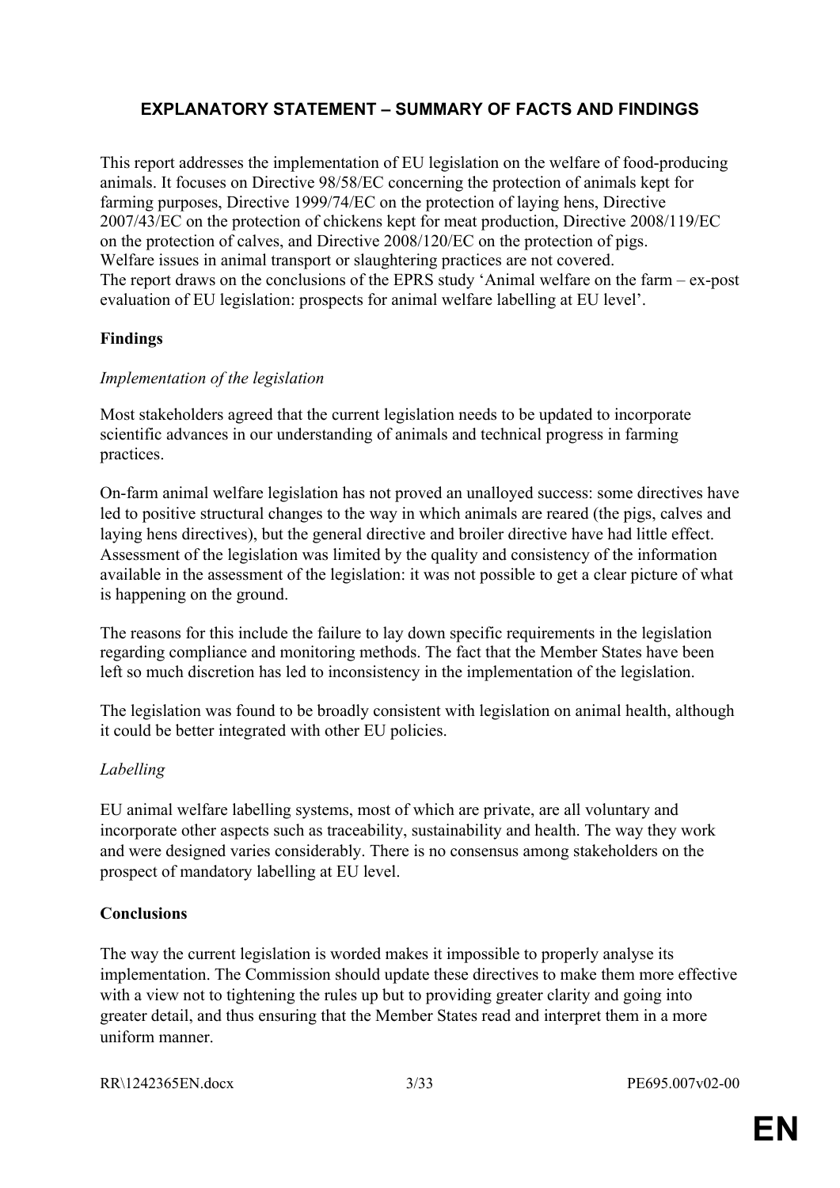# EXPLANATORY STATEMENT – SUMMARY OF FACTS AND FINDINGS

This report addresses the implementation of EU legislation on the welfare of food-producing animals. It focuses on Directive 98/58/EC concerning the protection of animals kept for farming purposes, Directive 1999/74/EC on the protection of laying hens, Directive 2007/43/EC on the protection of chickens kept for meat production, Directive 2008/119/EC on the protection of calves, and Directive 2008/120/EC on the protection of pigs. Welfare issues in animal transport or slaughtering practices are not covered. The report draws on the conclusions of the EPRS study 'Animal welfare on the farm – ex-post evaluation of EU legislation: prospects for animal welfare labelling at EU level'.

## Findings

*Implementation of the legislation*

Most stakeholders agreed that the current legislation needs to be updated to incorporate scientific advances in our understanding of animals and technical progress in farming practices.

On-farm animal welfare legislation has not proved an unalloyed success: some directives have led to positive structural changes to the way in which animals are reared (the pigs, calves and laying hens directives), but the general directive and broiler directive have had little effect. Assessment of the legislation was limited by the quality and consistency of the information available in the assessment of the legislation: it was not possible to get a clear picture of what is happening on the ground.

The reasons for this include the failure to lay down specific requirements in the legislation regarding compliance and monitoring methods. The fact that the Member States have been left so much discretion has led to inconsistency in the implementation of the legislation.

The legislation was found to be broadly consistent with legislation on animal health, although it could be better integrated with other EU policies.

*Labelling*

EU animal welfare labelling systems, most of which are private, are all voluntary and incorporate other aspects such as traceability, sustainability and health. The way they work and were designed varies considerably. There is no consensus among stakeholders on the prospect of mandatory labelling at EU level.

## Conclusions

The way the current legislation is worded makes it impossible to properly analyse its implementation. The Commission should update these directives to make them more effective with a view not to tightening the rules up but to providing greater clarity and going into greater detail, and thus ensuring that the Member States read and interpret them in a more uniform manner.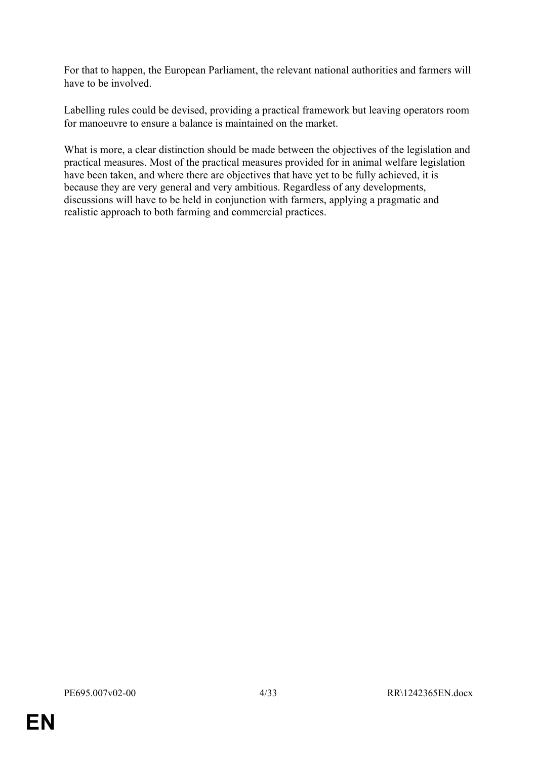For that to happen, the European Parliament, the relevant national authorities and farmers will have to be involved.

Labelling rules could be devised, providing a practical framework but leaving operators room for manoeuvre to ensure a balance is maintained on the market.

What is more, a clear distinction should be made between the objectives of the legislation and practical measures. Most of the practical measures provided for in animal welfare legislation have been taken, and where there are objectives that have yet to be fully achieved, it is because they are very general and very ambitious. Regardless of any developments, discussions will have to be held in conjunction with farmers, applying a pragmatic and realistic approach to both farming and commercial practices.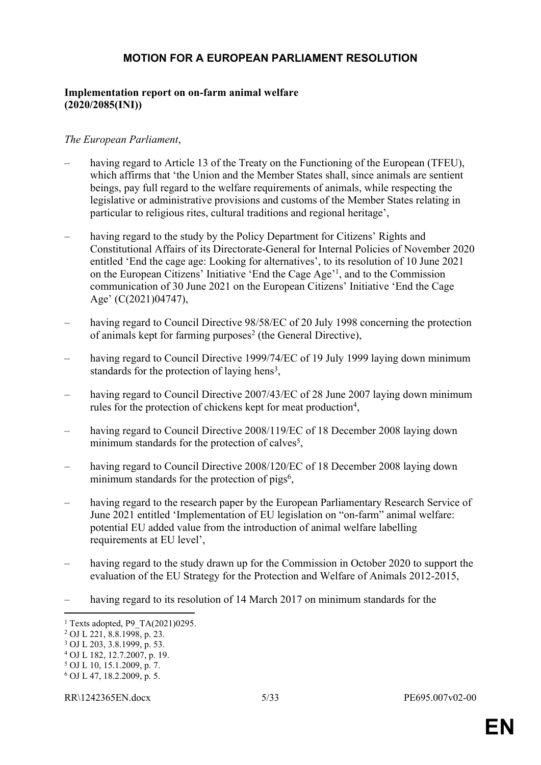## MOTION FOR A EUROPEAN PARLIAMENT RESOLUTION

**Implementation report on on-farm animal welfare (2020/2085(INI))**

*The European Parliament*,

– having regard to Article 13 of the Treaty on the Functioning of the European (TFEU), which affirms that 'the Union and the Member States shall, since animals are sentient beings, pay full regard to the welfare requirements of animals, while respecting the legislative or administrative provisions and customs of the Member States relating in particular to religious rites, cultural traditions and regional heritage',

– having regard to the study by the Policy Department for Citizens' Rights and Constitutional Affairs of its Directorate-General for Internal Policies of November 2020 entitled 'End the cage age: Looking for alternatives', to its resolution of 10 June 2021 on the European Citizens' Initiative 'End the Cage Age'[1], and to the Commission communication of 30 June 2021 on the European Citizens' Initiative 'End the Cage Age' (C(2021)04747),

– having regard to Council Directive 98/58/EC of 20 July 1998 concerning the protection of animals kept for farming purposes[2] (the General Directive),

– having regard to Council Directive 1999/74/EC of 19 July 1999 laying down minimum standards for the protection of laying hens[3],

– having regard to Council Directive 2007/43/EC of 28 June 2007 laying down minimum rules for the protection of chickens kept for meat production[4],

– having regard to Council Directive 2008/119/EC of 18 December 2008 laying down minimum standards for the protection of calves[5],

– having regard to Council Directive 2008/120/EC of 18 December 2008 laying down minimum standards for the protection of pigs[6],

– having regard to the research paper by the European Parliamentary Research Service of June 2021 entitled 'Implementation of EU legislation on "on-farm" animal welfare: potential EU added value from the introduction of animal welfare labelling requirements at EU level',

– having regard to the study drawn up for the Commission in October 2020 to support the evaluation of the EU Strategy for the Protection and Welfare of Animals 2012-2015,

– having regard to its resolution of 14 March 2017 on minimum standards for the

---

[1] Texts adopted, P9_TA(2021)0295.
[2] OJ L 221, 8.8.1998, p. 23.
[3] OJ L 203, 3.8.1999, p. 53.
[4] OJ L 182, 12.7.2007, p. 19.
[5] OJ L 10, 15.1.2009, p. 7.
[6] OJ L 47, 18.2.2009, p. 5.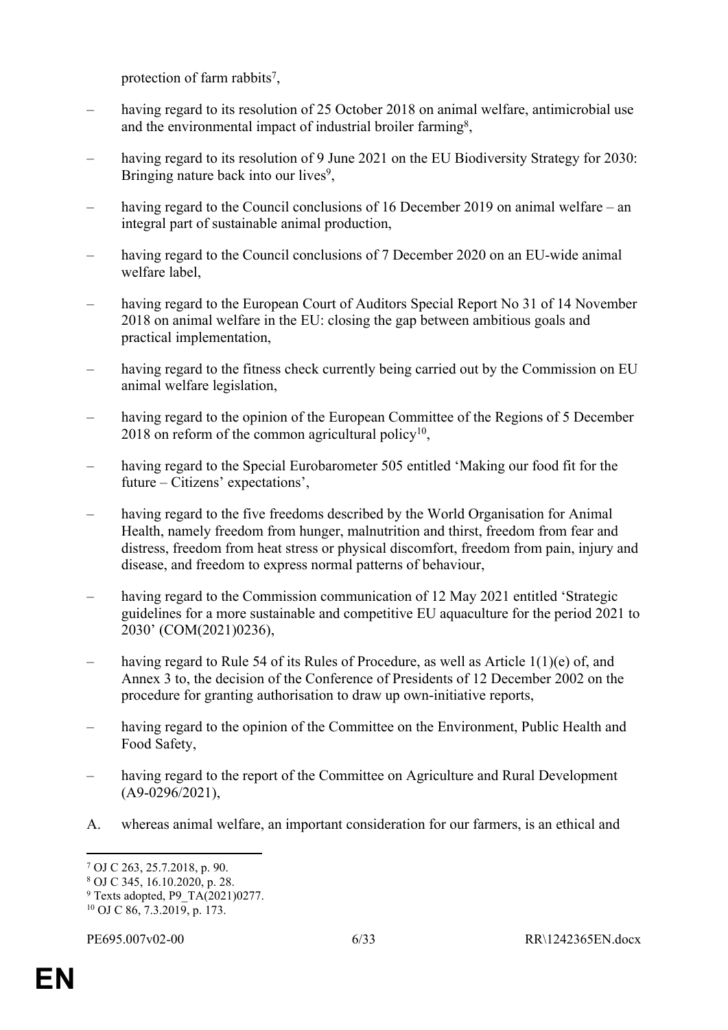protection of farm rabbits[7],

– having regard to its resolution of 25 October 2018 on animal welfare, antimicrobial use and the environmental impact of industrial broiler farming[8],

– having regard to its resolution of 9 June 2021 on the EU Biodiversity Strategy for 2030: Bringing nature back into our lives[9],

– having regard to the Council conclusions of 16 December 2019 on animal welfare – an integral part of sustainable animal production,

– having regard to the Council conclusions of 7 December 2020 on an EU-wide animal welfare label,

– having regard to the European Court of Auditors Special Report No 31 of 14 November 2018 on animal welfare in the EU: closing the gap between ambitious goals and practical implementation,

– having regard to the fitness check currently being carried out by the Commission on EU animal welfare legislation,

– having regard to the opinion of the European Committee of the Regions of 5 December 2018 on reform of the common agricultural policy[10],

– having regard to the Special Eurobarometer 505 entitled 'Making our food fit for the future – Citizens' expectations',

– having regard to the five freedoms described by the World Organisation for Animal Health, namely freedom from hunger, malnutrition and thirst, freedom from fear and distress, freedom from heat stress or physical discomfort, freedom from pain, injury and disease, and freedom to express normal patterns of behaviour,

– having regard to the Commission communication of 12 May 2021 entitled 'Strategic guidelines for a more sustainable and competitive EU aquaculture for the period 2021 to 2030' (COM(2021)0236),

– having regard to Rule 54 of its Rules of Procedure, as well as Article 1(1)(e) of, and Annex 3 to, the decision of the Conference of Presidents of 12 December 2002 on the procedure for granting authorisation to draw up own-initiative reports,

– having regard to the opinion of the Committee on the Environment, Public Health and Food Safety,

– having regard to the report of the Committee on Agriculture and Rural Development (A9-0296/2021),

A. whereas animal welfare, an important consideration for our farmers, is an ethical and

---

[7] OJ C 263, 25.7.2018, p. 90.
[8] OJ C 345, 16.10.2020, p. 28.
[9] Texts adopted, P9_TA(2021)0277.
[10] OJ C 86, 7.3.2019, p. 173.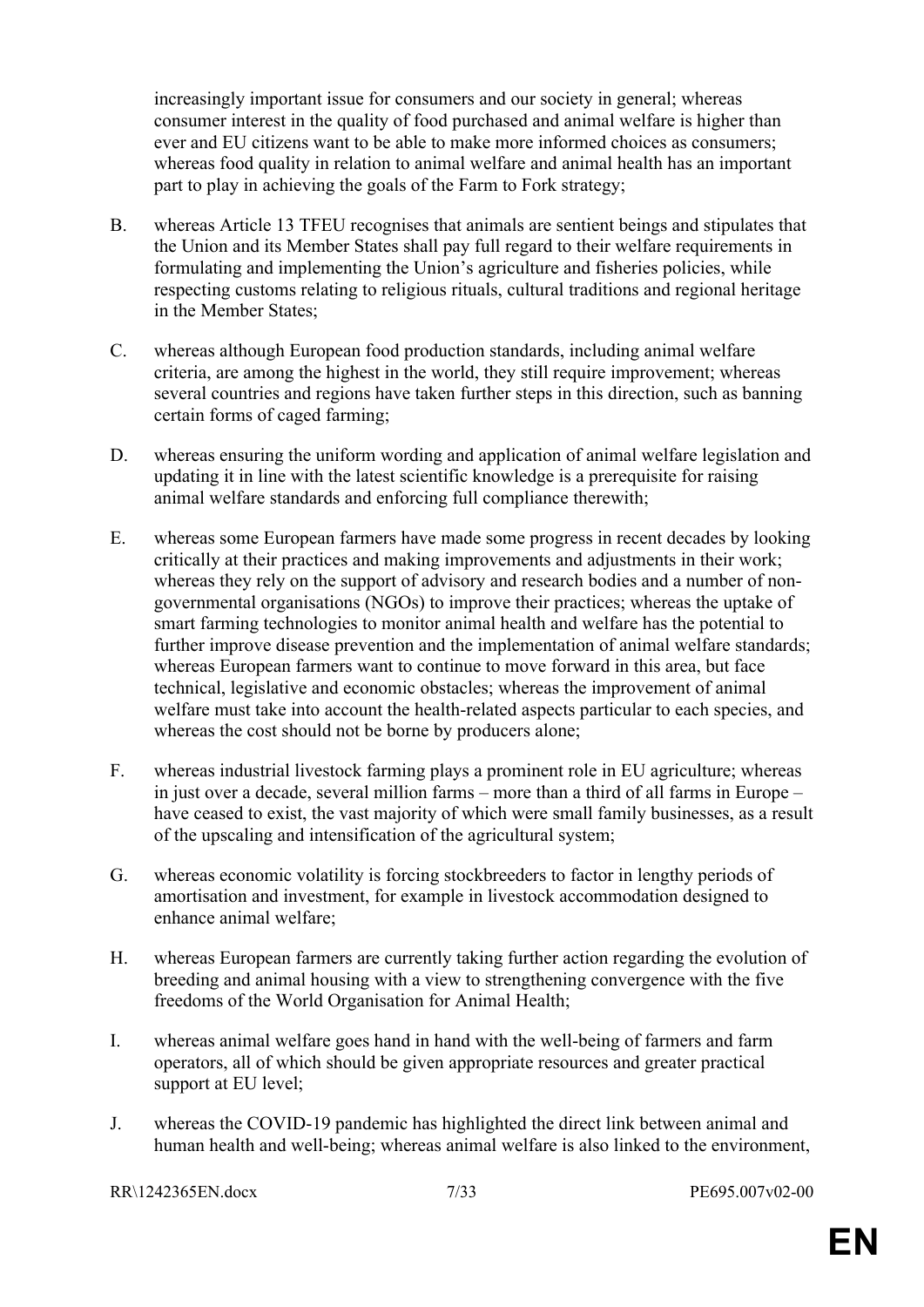increasingly important issue for consumers and our society in general; whereas consumer interest in the quality of food purchased and animal welfare is higher than ever and EU citizens want to be able to make more informed choices as consumers; whereas food quality in relation to animal welfare and animal health has an important part to play in achieving the goals of the Farm to Fork strategy;

B. whereas Article 13 TFEU recognises that animals are sentient beings and stipulates that the Union and its Member States shall pay full regard to their welfare requirements in formulating and implementing the Union's agriculture and fisheries policies, while respecting customs relating to religious rituals, cultural traditions and regional heritage in the Member States;

C. whereas although European food production standards, including animal welfare criteria, are among the highest in the world, they still require improvement; whereas several countries and regions have taken further steps in this direction, such as banning certain forms of caged farming;

D. whereas ensuring the uniform wording and application of animal welfare legislation and updating it in line with the latest scientific knowledge is a prerequisite for raising animal welfare standards and enforcing full compliance therewith;

E. whereas some European farmers have made some progress in recent decades by looking critically at their practices and making improvements and adjustments in their work; whereas they rely on the support of advisory and research bodies and a number of non-governmental organisations (NGOs) to improve their practices; whereas the uptake of smart farming technologies to monitor animal health and welfare has the potential to further improve disease prevention and the implementation of animal welfare standards; whereas European farmers want to continue to move forward in this area, but face technical, legislative and economic obstacles; whereas the improvement of animal welfare must take into account the health-related aspects particular to each species, and whereas the cost should not be borne by producers alone;

F. whereas industrial livestock farming plays a prominent role in EU agriculture; whereas in just over a decade, several million farms – more than a third of all farms in Europe – have ceased to exist, the vast majority of which were small family businesses, as a result of the upscaling and intensification of the agricultural system;

G. whereas economic volatility is forcing stockbreeders to factor in lengthy periods of amortisation and investment, for example in livestock accommodation designed to enhance animal welfare;

H. whereas European farmers are currently taking further action regarding the evolution of breeding and animal housing with a view to strengthening convergence with the five freedoms of the World Organisation for Animal Health;

I. whereas animal welfare goes hand in hand with the well-being of farmers and farm operators, all of which should be given appropriate resources and greater practical support at EU level;

J. whereas the COVID-19 pandemic has highlighted the direct link between animal and human health and well-being; whereas animal welfare is also linked to the environment,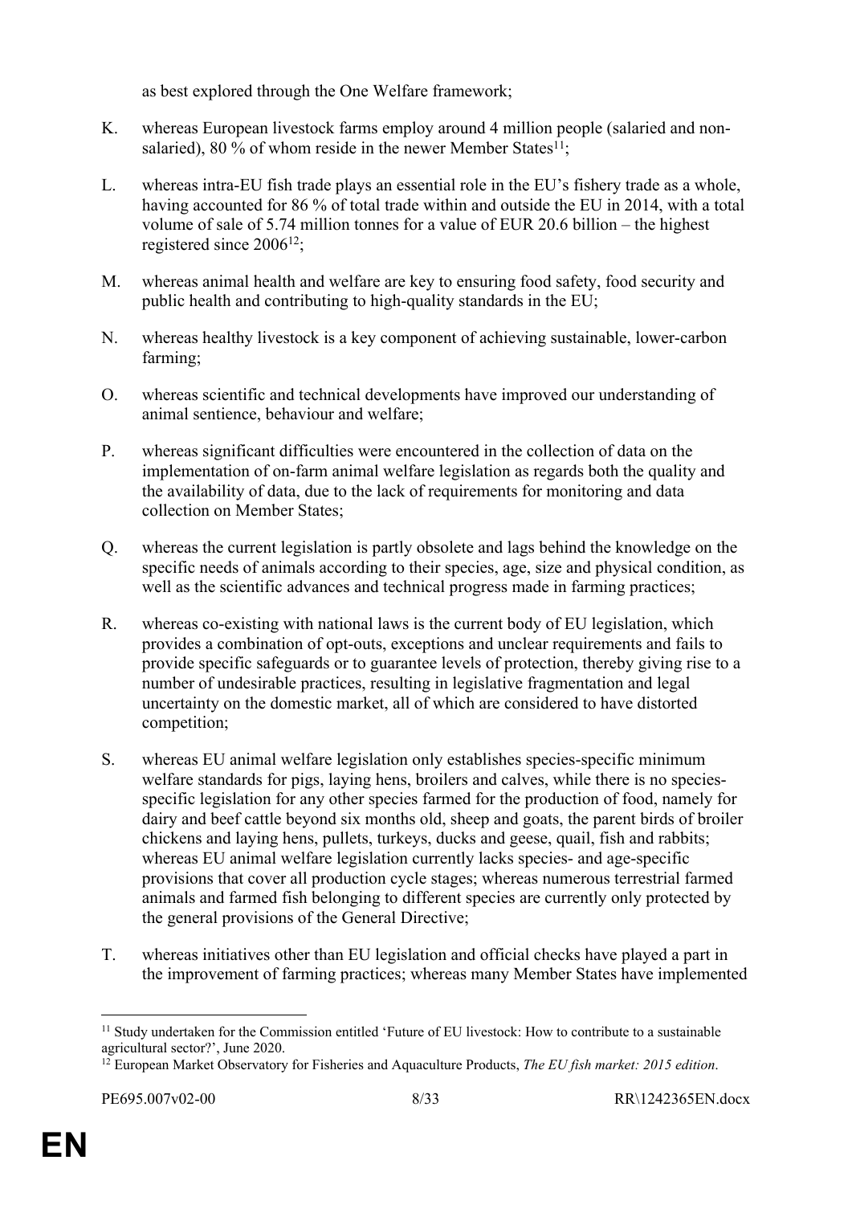as best explored through the One Welfare framework;

K. whereas European livestock farms employ around 4 million people (salaried and non-salaried), 80 % of whom reside in the newer Member States[11];

L. whereas intra-EU fish trade plays an essential role in the EU's fishery trade as a whole, having accounted for 86 % of total trade within and outside the EU in 2014, with a total volume of sale of 5.74 million tonnes for a value of EUR 20.6 billion – the highest registered since 2006[12];

M. whereas animal health and welfare are key to ensuring food safety, food security and public health and contributing to high-quality standards in the EU;

N. whereas healthy livestock is a key component of achieving sustainable, lower-carbon farming;

O. whereas scientific and technical developments have improved our understanding of animal sentience, behaviour and welfare;

P. whereas significant difficulties were encountered in the collection of data on the implementation of on-farm animal welfare legislation as regards both the quality and the availability of data, due to the lack of requirements for monitoring and data collection on Member States;

Q. whereas the current legislation is partly obsolete and lags behind the knowledge on the specific needs of animals according to their species, age, size and physical condition, as well as the scientific advances and technical progress made in farming practices;

R. whereas co-existing with national laws is the current body of EU legislation, which provides a combination of opt-outs, exceptions and unclear requirements and fails to provide specific safeguards or to guarantee levels of protection, thereby giving rise to a number of undesirable practices, resulting in legislative fragmentation and legal uncertainty on the domestic market, all of which are considered to have distorted competition;

S. whereas EU animal welfare legislation only establishes species-specific minimum welfare standards for pigs, laying hens, broilers and calves, while there is no species-specific legislation for any other species farmed for the production of food, namely for dairy and beef cattle beyond six months old, sheep and goats, the parent birds of broiler chickens and laying hens, pullets, turkeys, ducks and geese, quail, fish and rabbits; whereas EU animal welfare legislation currently lacks species- and age-specific provisions that cover all production cycle stages; whereas numerous terrestrial farmed animals and farmed fish belonging to different species are currently only protected by the general provisions of the General Directive;

T. whereas initiatives other than EU legislation and official checks have played a part in the improvement of farming practices; whereas many Member States have implemented

---

[11] Study undertaken for the Commission entitled 'Future of EU livestock: How to contribute to a sustainable agricultural sector?', June 2020.

[12] European Market Observatory for Fisheries and Aquaculture Products, *The EU fish market: 2015 edition*.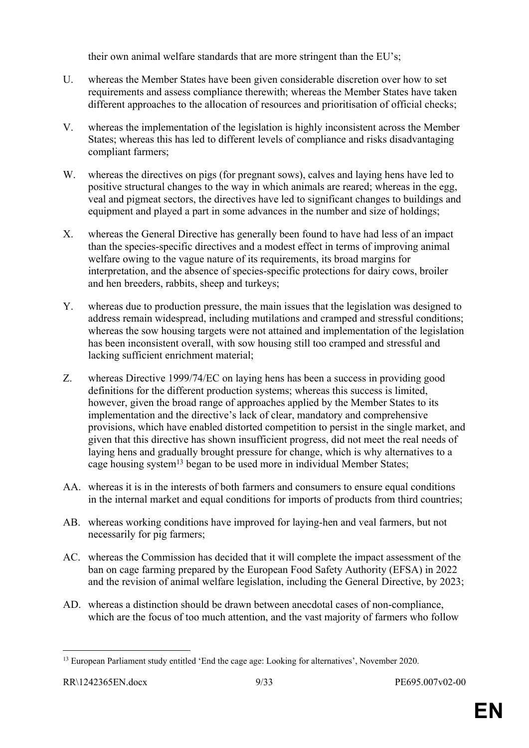their own animal welfare standards that are more stringent than the EU's;

U. whereas the Member States have been given considerable discretion over how to set requirements and assess compliance therewith; whereas the Member States have taken different approaches to the allocation of resources and prioritisation of official checks;

V. whereas the implementation of the legislation is highly inconsistent across the Member States; whereas this has led to different levels of compliance and risks disadvantaging compliant farmers;

W. whereas the directives on pigs (for pregnant sows), calves and laying hens have led to positive structural changes to the way in which animals are reared; whereas in the egg, veal and pigmeat sectors, the directives have led to significant changes to buildings and equipment and played a part in some advances in the number and size of holdings;

X. whereas the General Directive has generally been found to have had less of an impact than the species-specific directives and a modest effect in terms of improving animal welfare owing to the vague nature of its requirements, its broad margins for interpretation, and the absence of species-specific protections for dairy cows, broiler and hen breeders, rabbits, sheep and turkeys;

Y. whereas due to production pressure, the main issues that the legislation was designed to address remain widespread, including mutilations and cramped and stressful conditions; whereas the sow housing targets were not attained and implementation of the legislation has been inconsistent overall, with sow housing still too cramped and stressful and lacking sufficient enrichment material;

Z. whereas Directive 1999/74/EC on laying hens has been a success in providing good definitions for the different production systems; whereas this success is limited, however, given the broad range of approaches applied by the Member States to its implementation and the directive's lack of clear, mandatory and comprehensive provisions, which have enabled distorted competition to persist in the single market, and given that this directive has shown insufficient progress, did not meet the real needs of laying hens and gradually brought pressure for change, which is why alternatives to a cage housing system[13] began to be used more in individual Member States;

AA. whereas it is in the interests of both farmers and consumers to ensure equal conditions in the internal market and equal conditions for imports of products from third countries;

AB. whereas working conditions have improved for laying-hen and veal farmers, but not necessarily for pig farmers;

AC. whereas the Commission has decided that it will complete the impact assessment of the ban on cage farming prepared by the European Food Safety Authority (EFSA) in 2022 and the revision of animal welfare legislation, including the General Directive, by 2023;

AD. whereas a distinction should be drawn between anecdotal cases of non-compliance, which are the focus of too much attention, and the vast majority of farmers who follow

---

[13] European Parliament study entitled 'End the cage age: Looking for alternatives', November 2020.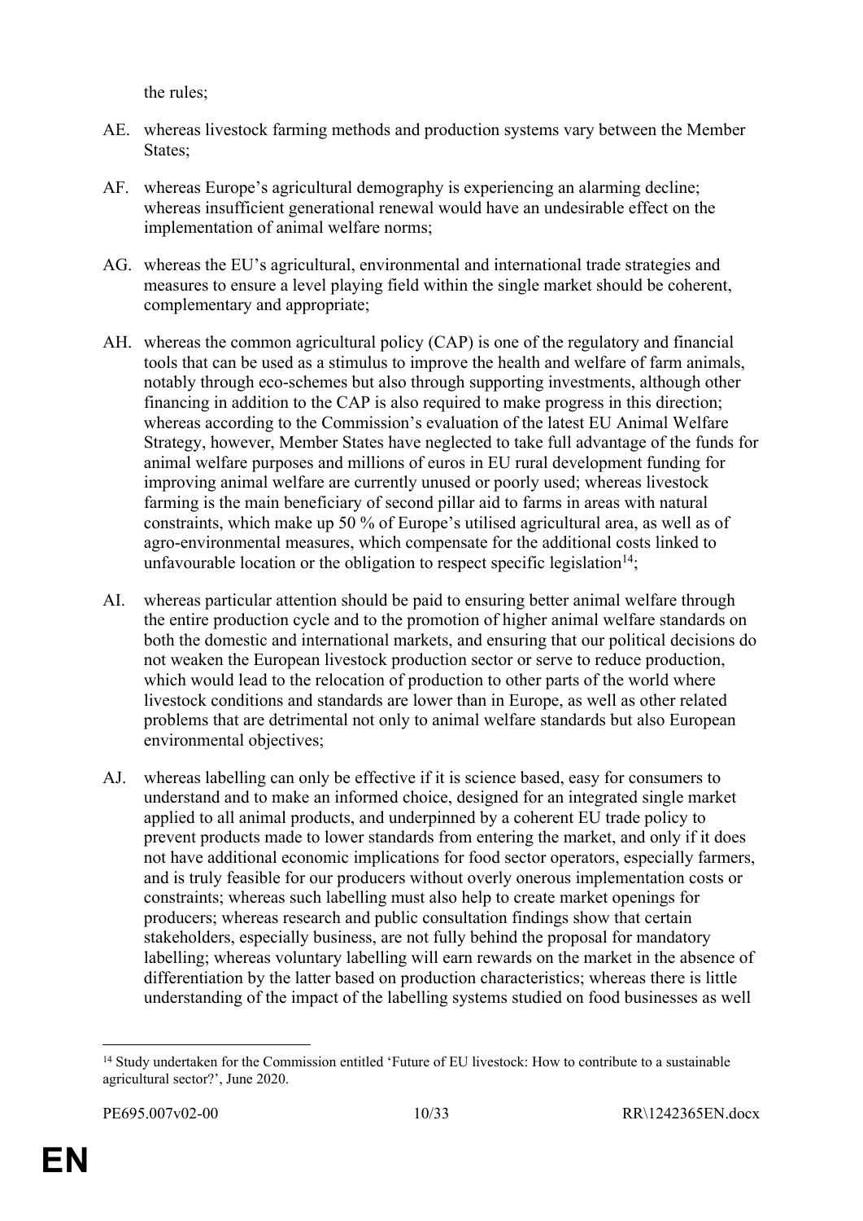the rules;

AE. whereas livestock farming methods and production systems vary between the Member States;

AF. whereas Europe's agricultural demography is experiencing an alarming decline; whereas insufficient generational renewal would have an undesirable effect on the implementation of animal welfare norms;

AG. whereas the EU's agricultural, environmental and international trade strategies and measures to ensure a level playing field within the single market should be coherent, complementary and appropriate;

AH. whereas the common agricultural policy (CAP) is one of the regulatory and financial tools that can be used as a stimulus to improve the health and welfare of farm animals, notably through eco-schemes but also through supporting investments, although other financing in addition to the CAP is also required to make progress in this direction; whereas according to the Commission's evaluation of the latest EU Animal Welfare Strategy, however, Member States have neglected to take full advantage of the funds for animal welfare purposes and millions of euros in EU rural development funding for improving animal welfare are currently unused or poorly used; whereas livestock farming is the main beneficiary of second pillar aid to farms in areas with natural constraints, which make up 50 % of Europe's utilised agricultural area, as well as of agro-environmental measures, which compensate for the additional costs linked to unfavourable location or the obligation to respect specific legislation[14];

AI. whereas particular attention should be paid to ensuring better animal welfare through the entire production cycle and to the promotion of higher animal welfare standards on both the domestic and international markets, and ensuring that our political decisions do not weaken the European livestock production sector or serve to reduce production, which would lead to the relocation of production to other parts of the world where livestock conditions and standards are lower than in Europe, as well as other related problems that are detrimental not only to animal welfare standards but also European environmental objectives;

AJ. whereas labelling can only be effective if it is science based, easy for consumers to understand and to make an informed choice, designed for an integrated single market applied to all animal products, and underpinned by a coherent EU trade policy to prevent products made to lower standards from entering the market, and only if it does not have additional economic implications for food sector operators, especially farmers, and is truly feasible for our producers without overly onerous implementation costs or constraints; whereas such labelling must also help to create market openings for producers; whereas research and public consultation findings show that certain stakeholders, especially business, are not fully behind the proposal for mandatory labelling; whereas voluntary labelling will earn rewards on the market in the absence of differentiation by the latter based on production characteristics; whereas there is little understanding of the impact of the labelling systems studied on food businesses as well

---

[14] Study undertaken for the Commission entitled 'Future of EU livestock: How to contribute to a sustainable agricultural sector?', June 2020.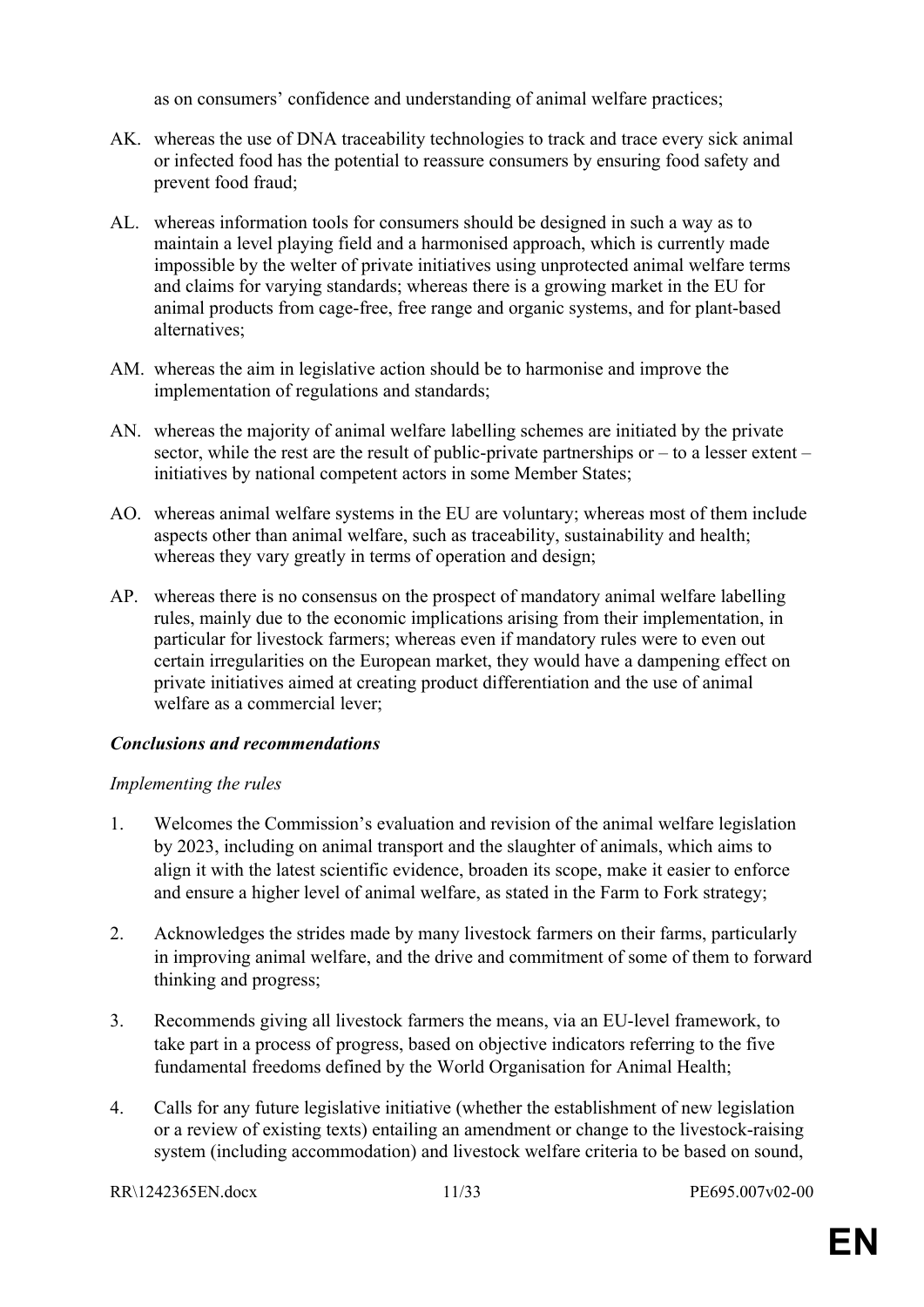as on consumers' confidence and understanding of animal welfare practices;

AK. whereas the use of DNA traceability technologies to track and trace every sick animal or infected food has the potential to reassure consumers by ensuring food safety and prevent food fraud;

AL. whereas information tools for consumers should be designed in such a way as to maintain a level playing field and a harmonised approach, which is currently made impossible by the welter of private initiatives using unprotected animal welfare terms and claims for varying standards; whereas there is a growing market in the EU for animal products from cage-free, free range and organic systems, and for plant-based alternatives;

AM. whereas the aim in legislative action should be to harmonise and improve the implementation of regulations and standards;

AN. whereas the majority of animal welfare labelling schemes are initiated by the private sector, while the rest are the result of public-private partnerships or – to a lesser extent – initiatives by national competent actors in some Member States;

AO. whereas animal welfare systems in the EU are voluntary; whereas most of them include aspects other than animal welfare, such as traceability, sustainability and health; whereas they vary greatly in terms of operation and design;

AP. whereas there is no consensus on the prospect of mandatory animal welfare labelling rules, mainly due to the economic implications arising from their implementation, in particular for livestock farmers; whereas even if mandatory rules were to even out certain irregularities on the European market, they would have a dampening effect on private initiatives aimed at creating product differentiation and the use of animal welfare as a commercial lever;

***Conclusions and recommendations***

*Implementing the rules*

1. Welcomes the Commission's evaluation and revision of the animal welfare legislation by 2023, including on animal transport and the slaughter of animals, which aims to align it with the latest scientific evidence, broaden its scope, make it easier to enforce and ensure a higher level of animal welfare, as stated in the Farm to Fork strategy;

2. Acknowledges the strides made by many livestock farmers on their farms, particularly in improving animal welfare, and the drive and commitment of some of them to forward thinking and progress;

3. Recommends giving all livestock farmers the means, via an EU-level framework, to take part in a process of progress, based on objective indicators referring to the five fundamental freedoms defined by the World Organisation for Animal Health;

4. Calls for any future legislative initiative (whether the establishment of new legislation or a review of existing texts) entailing an amendment or change to the livestock-raising system (including accommodation) and livestock welfare criteria to be based on sound,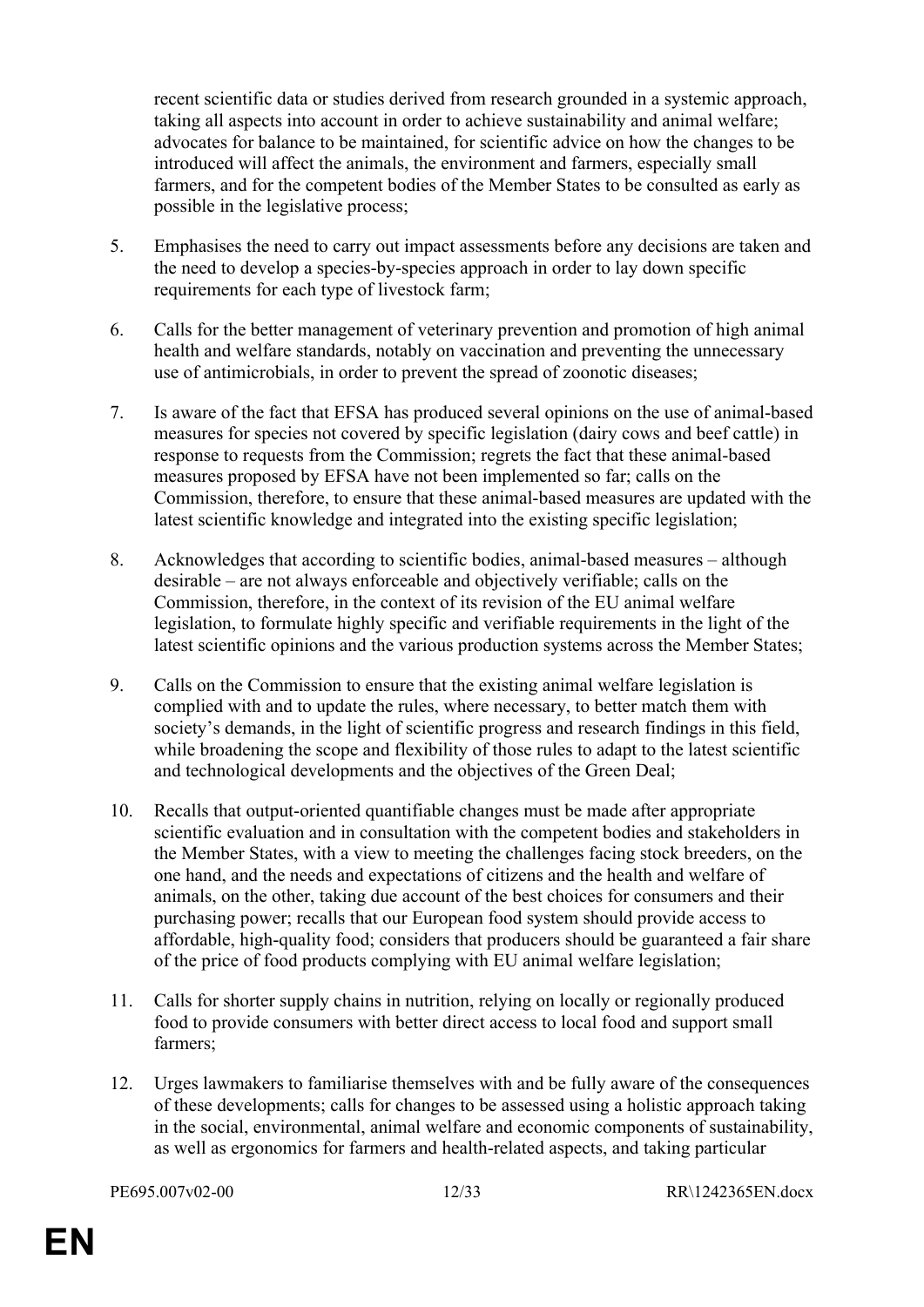recent scientific data or studies derived from research grounded in a systemic approach, taking all aspects into account in order to achieve sustainability and animal welfare; advocates for balance to be maintained, for scientific advice on how the changes to be introduced will affect the animals, the environment and farmers, especially small farmers, and for the competent bodies of the Member States to be consulted as early as possible in the legislative process;

5. Emphasises the need to carry out impact assessments before any decisions are taken and the need to develop a species-by-species approach in order to lay down specific requirements for each type of livestock farm;

6. Calls for the better management of veterinary prevention and promotion of high animal health and welfare standards, notably on vaccination and preventing the unnecessary use of antimicrobials, in order to prevent the spread of zoonotic diseases;

7. Is aware of the fact that EFSA has produced several opinions on the use of animal-based measures for species not covered by specific legislation (dairy cows and beef cattle) in response to requests from the Commission; regrets the fact that these animal-based measures proposed by EFSA have not been implemented so far; calls on the Commission, therefore, to ensure that these animal-based measures are updated with the latest scientific knowledge and integrated into the existing specific legislation;

8. Acknowledges that according to scientific bodies, animal-based measures – although desirable – are not always enforceable and objectively verifiable; calls on the Commission, therefore, in the context of its revision of the EU animal welfare legislation, to formulate highly specific and verifiable requirements in the light of the latest scientific opinions and the various production systems across the Member States;

9. Calls on the Commission to ensure that the existing animal welfare legislation is complied with and to update the rules, where necessary, to better match them with society's demands, in the light of scientific progress and research findings in this field, while broadening the scope and flexibility of those rules to adapt to the latest scientific and technological developments and the objectives of the Green Deal;

10. Recalls that output-oriented quantifiable changes must be made after appropriate scientific evaluation and in consultation with the competent bodies and stakeholders in the Member States, with a view to meeting the challenges facing stock breeders, on the one hand, and the needs and expectations of citizens and the health and welfare of animals, on the other, taking due account of the best choices for consumers and their purchasing power; recalls that our European food system should provide access to affordable, high-quality food; considers that producers should be guaranteed a fair share of the price of food products complying with EU animal welfare legislation;

11. Calls for shorter supply chains in nutrition, relying on locally or regionally produced food to provide consumers with better direct access to local food and support small farmers;

12. Urges lawmakers to familiarise themselves with and be fully aware of the consequences of these developments; calls for changes to be assessed using a holistic approach taking in the social, environmental, animal welfare and economic components of sustainability, as well as ergonomics for farmers and health-related aspects, and taking particular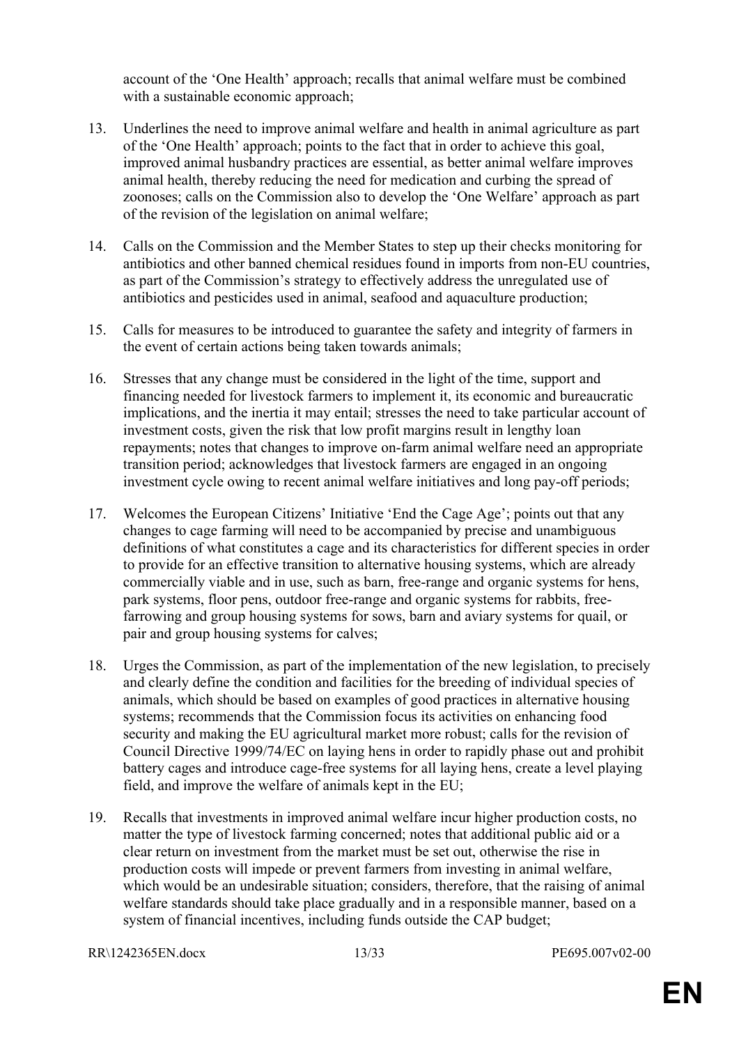account of the 'One Health' approach; recalls that animal welfare must be combined with a sustainable economic approach;

13. Underlines the need to improve animal welfare and health in animal agriculture as part of the 'One Health' approach; points to the fact that in order to achieve this goal, improved animal husbandry practices are essential, as better animal welfare improves animal health, thereby reducing the need for medication and curbing the spread of zoonoses; calls on the Commission also to develop the 'One Welfare' approach as part of the revision of the legislation on animal welfare;

14. Calls on the Commission and the Member States to step up their checks monitoring for antibiotics and other banned chemical residues found in imports from non-EU countries, as part of the Commission's strategy to effectively address the unregulated use of antibiotics and pesticides used in animal, seafood and aquaculture production;

15. Calls for measures to be introduced to guarantee the safety and integrity of farmers in the event of certain actions being taken towards animals;

16. Stresses that any change must be considered in the light of the time, support and financing needed for livestock farmers to implement it, its economic and bureaucratic implications, and the inertia it may entail; stresses the need to take particular account of investment costs, given the risk that low profit margins result in lengthy loan repayments; notes that changes to improve on-farm animal welfare need an appropriate transition period; acknowledges that livestock farmers are engaged in an ongoing investment cycle owing to recent animal welfare initiatives and long pay-off periods;

17. Welcomes the European Citizens' Initiative 'End the Cage Age'; points out that any changes to cage farming will need to be accompanied by precise and unambiguous definitions of what constitutes a cage and its characteristics for different species in order to provide for an effective transition to alternative housing systems, which are already commercially viable and in use, such as barn, free-range and organic systems for hens, park systems, floor pens, outdoor free-range and organic systems for rabbits, free-farrowing and group housing systems for sows, barn and aviary systems for quail, or pair and group housing systems for calves;

18. Urges the Commission, as part of the implementation of the new legislation, to precisely and clearly define the condition and facilities for the breeding of individual species of animals, which should be based on examples of good practices in alternative housing systems; recommends that the Commission focus its activities on enhancing food security and making the EU agricultural market more robust; calls for the revision of Council Directive 1999/74/EC on laying hens in order to rapidly phase out and prohibit battery cages and introduce cage-free systems for all laying hens, create a level playing field, and improve the welfare of animals kept in the EU;

19. Recalls that investments in improved animal welfare incur higher production costs, no matter the type of livestock farming concerned; notes that additional public aid or a clear return on investment from the market must be set out, otherwise the rise in production costs will impede or prevent farmers from investing in animal welfare, which would be an undesirable situation; considers, therefore, that the raising of animal welfare standards should take place gradually and in a responsible manner, based on a system of financial incentives, including funds outside the CAP budget;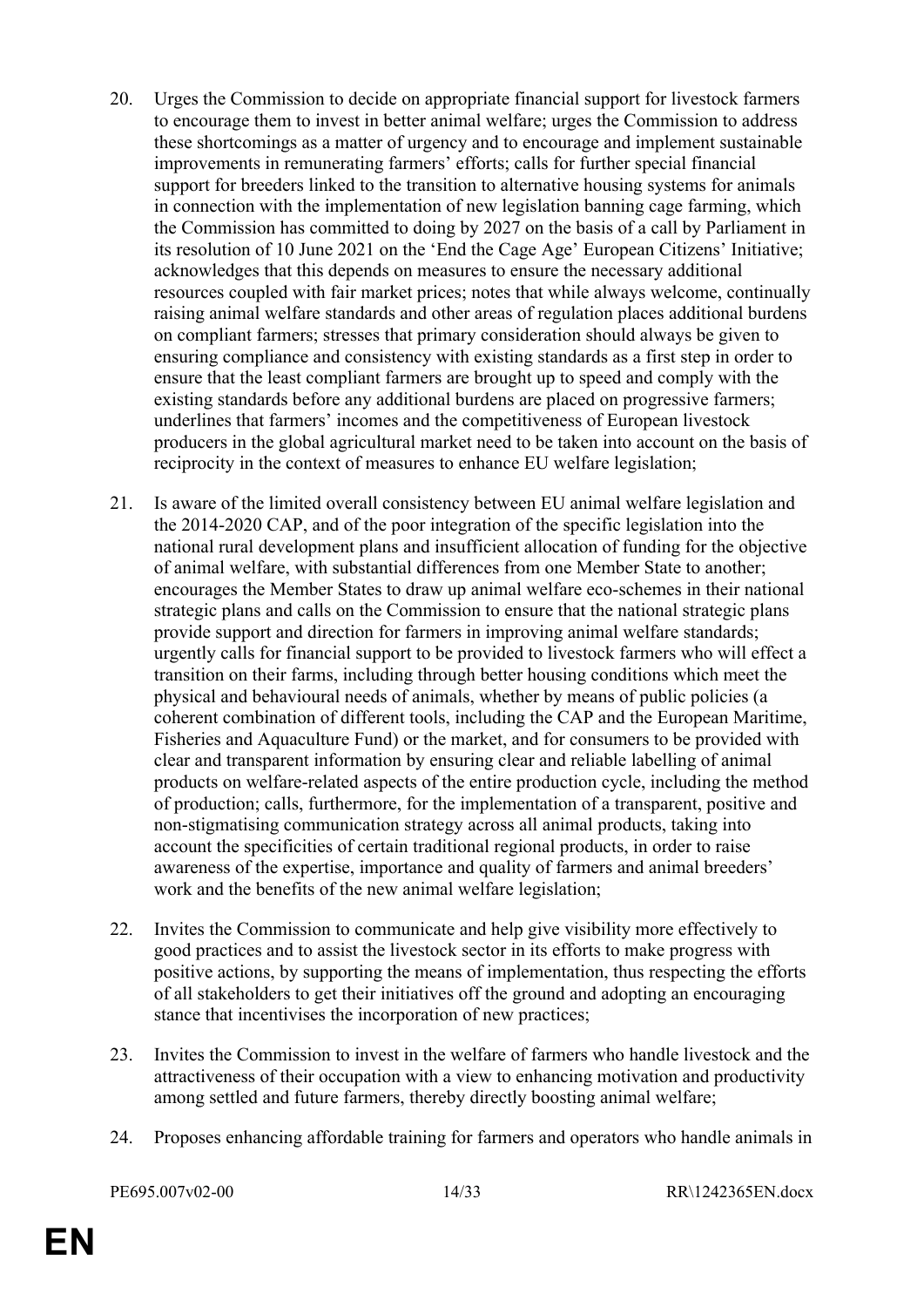20. Urges the Commission to decide on appropriate financial support for livestock farmers to encourage them to invest in better animal welfare; urges the Commission to address these shortcomings as a matter of urgency and to encourage and implement sustainable improvements in remunerating farmers' efforts; calls for further special financial support for breeders linked to the transition to alternative housing systems for animals in connection with the implementation of new legislation banning cage farming, which the Commission has committed to doing by 2027 on the basis of a call by Parliament in its resolution of 10 June 2021 on the 'End the Cage Age' European Citizens' Initiative; acknowledges that this depends on measures to ensure the necessary additional resources coupled with fair market prices; notes that while always welcome, continually raising animal welfare standards and other areas of regulation places additional burdens on compliant farmers; stresses that primary consideration should always be given to ensuring compliance and consistency with existing standards as a first step in order to ensure that the least compliant farmers are brought up to speed and comply with the existing standards before any additional burdens are placed on progressive farmers; underlines that farmers' incomes and the competitiveness of European livestock producers in the global agricultural market need to be taken into account on the basis of reciprocity in the context of measures to enhance EU welfare legislation;

21. Is aware of the limited overall consistency between EU animal welfare legislation and the 2014-2020 CAP, and of the poor integration of the specific legislation into the national rural development plans and insufficient allocation of funding for the objective of animal welfare, with substantial differences from one Member State to another; encourages the Member States to draw up animal welfare eco-schemes in their national strategic plans and calls on the Commission to ensure that the national strategic plans provide support and direction for farmers in improving animal welfare standards; urgently calls for financial support to be provided to livestock farmers who will effect a transition on their farms, including through better housing conditions which meet the physical and behavioural needs of animals, whether by means of public policies (a coherent combination of different tools, including the CAP and the European Maritime, Fisheries and Aquaculture Fund) or the market, and for consumers to be provided with clear and transparent information by ensuring clear and reliable labelling of animal products on welfare-related aspects of the entire production cycle, including the method of production; calls, furthermore, for the implementation of a transparent, positive and non-stigmatising communication strategy across all animal products, taking into account the specificities of certain traditional regional products, in order to raise awareness of the expertise, importance and quality of farmers and animal breeders' work and the benefits of the new animal welfare legislation;

22. Invites the Commission to communicate and help give visibility more effectively to good practices and to assist the livestock sector in its efforts to make progress with positive actions, by supporting the means of implementation, thus respecting the efforts of all stakeholders to get their initiatives off the ground and adopting an encouraging stance that incentivises the incorporation of new practices;

23. Invites the Commission to invest in the welfare of farmers who handle livestock and the attractiveness of their occupation with a view to enhancing motivation and productivity among settled and future farmers, thereby directly boosting animal welfare;

24. Proposes enhancing affordable training for farmers and operators who handle animals in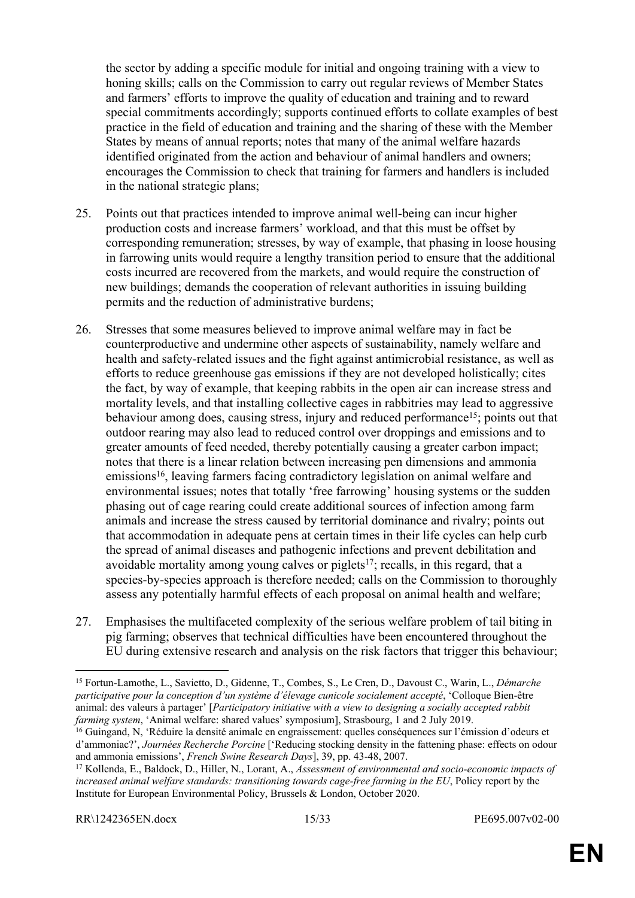the sector by adding a specific module for initial and ongoing training with a view to honing skills; calls on the Commission to carry out regular reviews of Member States and farmers' efforts to improve the quality of education and training and to reward special commitments accordingly; supports continued efforts to collate examples of best practice in the field of education and training and the sharing of these with the Member States by means of annual reports; notes that many of the animal welfare hazards identified originated from the action and behaviour of animal handlers and owners; encourages the Commission to check that training for farmers and handlers is included in the national strategic plans;

25. Points out that practices intended to improve animal well-being can incur higher production costs and increase farmers' workload, and that this must be offset by corresponding remuneration; stresses, by way of example, that phasing in loose housing in farrowing units would require a lengthy transition period to ensure that the additional costs incurred are recovered from the markets, and would require the construction of new buildings; demands the cooperation of relevant authorities in issuing building permits and the reduction of administrative burdens;

26. Stresses that some measures believed to improve animal welfare may in fact be counterproductive and undermine other aspects of sustainability, namely welfare and health and safety-related issues and the fight against antimicrobial resistance, as well as efforts to reduce greenhouse gas emissions if they are not developed holistically; cites the fact, by way of example, that keeping rabbits in the open air can increase stress and mortality levels, and that installing collective cages in rabbitries may lead to aggressive behaviour among does, causing stress, injury and reduced performance[15]; points out that outdoor rearing may also lead to reduced control over droppings and emissions and to greater amounts of feed needed, thereby potentially causing a greater carbon impact; notes that there is a linear relation between increasing pen dimensions and ammonia emissions[16], leaving farmers facing contradictory legislation on animal welfare and environmental issues; notes that totally 'free farrowing' housing systems or the sudden phasing out of cage rearing could create additional sources of infection among farm animals and increase the stress caused by territorial dominance and rivalry; points out that accommodation in adequate pens at certain times in their life cycles can help curb the spread of animal diseases and pathogenic infections and prevent debilitation and avoidable mortality among young calves or piglets[17]; recalls, in this regard, that a species-by-species approach is therefore needed; calls on the Commission to thoroughly assess any potentially harmful effects of each proposal on animal health and welfare;

27. Emphasises the multifaceted complexity of the serious welfare problem of tail biting in pig farming; observes that technical difficulties have been encountered throughout the EU during extensive research and analysis on the risk factors that trigger this behaviour;

---

[15] Fortun-Lamothe, L., Savietto, D., Gidenne, T., Combes, S., Le Cren, D., Davoust C., Warin, L., *Démarche participative pour la conception d'un système d'élevage cunicole socialement accepté*, 'Colloque Bien-être animal: des valeurs à partager' [*Participatory initiative with a view to designing a socially accepted rabbit farming system*, 'Animal welfare: shared values' symposium], Strasbourg, 1 and 2 July 2019.

[16] Guingand, N, 'Réduire la densité animale en engraissement: quelles conséquences sur l'émission d'odeurs et d'ammoniac?', *Journées Recherche Porcine* ['Reducing stocking density in the fattening phase: effects on odour and ammonia emissions', *French Swine Research Days*], 39, pp. 43-48, 2007.

[17] Kollenda, E., Baldock, D., Hiller, N., Lorant, A., *Assessment of environmental and socio-economic impacts of increased animal welfare standards: transitioning towards cage-free farming in the EU*, Policy report by the Institute for European Environmental Policy, Brussels & London, October 2020.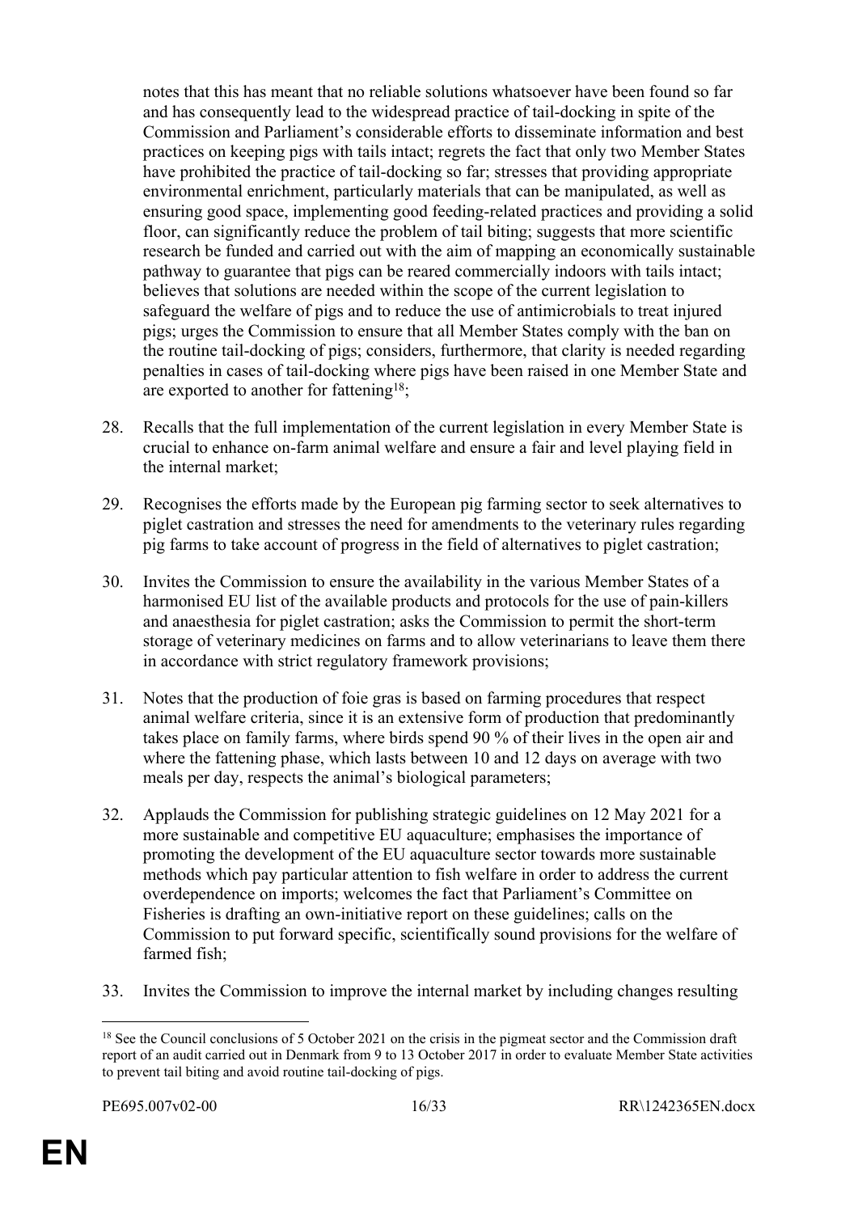notes that this has meant that no reliable solutions whatsoever have been found so far and has consequently lead to the widespread practice of tail-docking in spite of the Commission and Parliament's considerable efforts to disseminate information and best practices on keeping pigs with tails intact; regrets the fact that only two Member States have prohibited the practice of tail-docking so far; stresses that providing appropriate environmental enrichment, particularly materials that can be manipulated, as well as ensuring good space, implementing good feeding-related practices and providing a solid floor, can significantly reduce the problem of tail biting; suggests that more scientific research be funded and carried out with the aim of mapping an economically sustainable pathway to guarantee that pigs can be reared commercially indoors with tails intact; believes that solutions are needed within the scope of the current legislation to safeguard the welfare of pigs and to reduce the use of antimicrobials to treat injured pigs; urges the Commission to ensure that all Member States comply with the ban on the routine tail-docking of pigs; considers, furthermore, that clarity is needed regarding penalties in cases of tail-docking where pigs have been raised in one Member State and are exported to another for fattening[18];

28. Recalls that the full implementation of the current legislation in every Member State is crucial to enhance on-farm animal welfare and ensure a fair and level playing field in the internal market;

29. Recognises the efforts made by the European pig farming sector to seek alternatives to piglet castration and stresses the need for amendments to the veterinary rules regarding pig farms to take account of progress in the field of alternatives to piglet castration;

30. Invites the Commission to ensure the availability in the various Member States of a harmonised EU list of the available products and protocols for the use of pain-killers and anaesthesia for piglet castration; asks the Commission to permit the short-term storage of veterinary medicines on farms and to allow veterinarians to leave them there in accordance with strict regulatory framework provisions;

31. Notes that the production of foie gras is based on farming procedures that respect animal welfare criteria, since it is an extensive form of production that predominantly takes place on family farms, where birds spend 90 % of their lives in the open air and where the fattening phase, which lasts between 10 and 12 days on average with two meals per day, respects the animal's biological parameters;

32. Applauds the Commission for publishing strategic guidelines on 12 May 2021 for a more sustainable and competitive EU aquaculture; emphasises the importance of promoting the development of the EU aquaculture sector towards more sustainable methods which pay particular attention to fish welfare in order to address the current overdependence on imports; welcomes the fact that Parliament's Committee on Fisheries is drafting an own-initiative report on these guidelines; calls on the Commission to put forward specific, scientifically sound provisions for the welfare of farmed fish;

33. Invites the Commission to improve the internal market by including changes resulting

---

[18] See the Council conclusions of 5 October 2021 on the crisis in the pigmeat sector and the Commission draft report of an audit carried out in Denmark from 9 to 13 October 2017 in order to evaluate Member State activities to prevent tail biting and avoid routine tail-docking of pigs.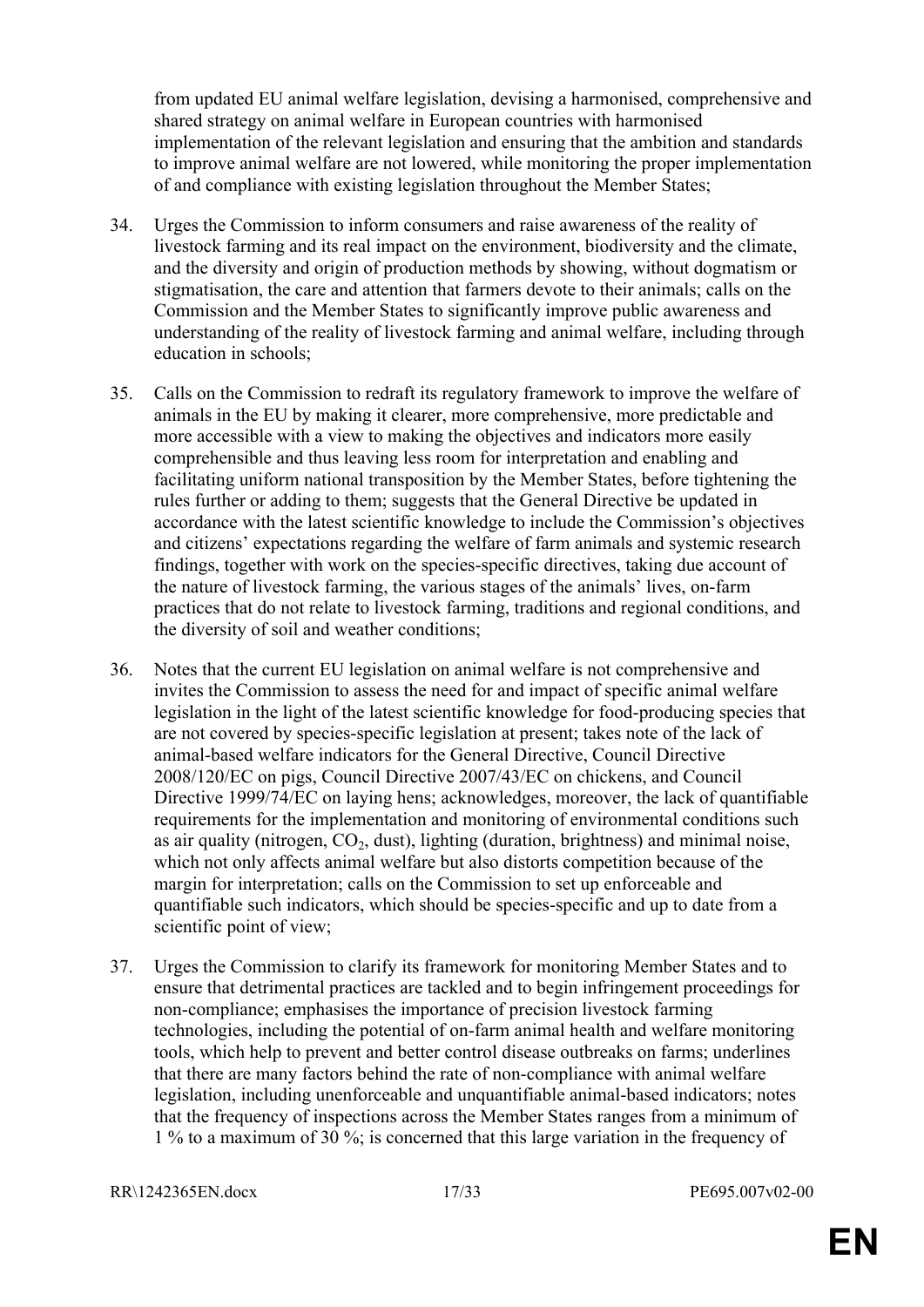from updated EU animal welfare legislation, devising a harmonised, comprehensive and shared strategy on animal welfare in European countries with harmonised implementation of the relevant legislation and ensuring that the ambition and standards to improve animal welfare are not lowered, while monitoring the proper implementation of and compliance with existing legislation throughout the Member States;

34. Urges the Commission to inform consumers and raise awareness of the reality of livestock farming and its real impact on the environment, biodiversity and the climate, and the diversity and origin of production methods by showing, without dogmatism or stigmatisation, the care and attention that farmers devote to their animals; calls on the Commission and the Member States to significantly improve public awareness and understanding of the reality of livestock farming and animal welfare, including through education in schools;

35. Calls on the Commission to redraft its regulatory framework to improve the welfare of animals in the EU by making it clearer, more comprehensive, more predictable and more accessible with a view to making the objectives and indicators more easily comprehensible and thus leaving less room for interpretation and enabling and facilitating uniform national transposition by the Member States, before tightening the rules further or adding to them; suggests that the General Directive be updated in accordance with the latest scientific knowledge to include the Commission's objectives and citizens' expectations regarding the welfare of farm animals and systemic research findings, together with work on the species-specific directives, taking due account of the nature of livestock farming, the various stages of the animals' lives, on-farm practices that do not relate to livestock farming, traditions and regional conditions, and the diversity of soil and weather conditions;

36. Notes that the current EU legislation on animal welfare is not comprehensive and invites the Commission to assess the need for and impact of specific animal welfare legislation in the light of the latest scientific knowledge for food-producing species that are not covered by species-specific legislation at present; takes note of the lack of animal-based welfare indicators for the General Directive, Council Directive 2008/120/EC on pigs, Council Directive 2007/43/EC on chickens, and Council Directive 1999/74/EC on laying hens; acknowledges, moreover, the lack of quantifiable requirements for the implementation and monitoring of environmental conditions such as air quality (nitrogen, $CO_2$, dust), lighting (duration, brightness) and minimal noise, which not only affects animal welfare but also distorts competition because of the margin for interpretation; calls on the Commission to set up enforceable and quantifiable such indicators, which should be species-specific and up to date from a scientific point of view;

37. Urges the Commission to clarify its framework for monitoring Member States and to ensure that detrimental practices are tackled and to begin infringement proceedings for non-compliance; emphasises the importance of precision livestock farming technologies, including the potential of on-farm animal health and welfare monitoring tools, which help to prevent and better control disease outbreaks on farms; underlines that there are many factors behind the rate of non-compliance with animal welfare legislation, including unenforceable and unquantifiable animal-based indicators; notes that the frequency of inspections across the Member States ranges from a minimum of 1 % to a maximum of 30 %; is concerned that this large variation in the frequency of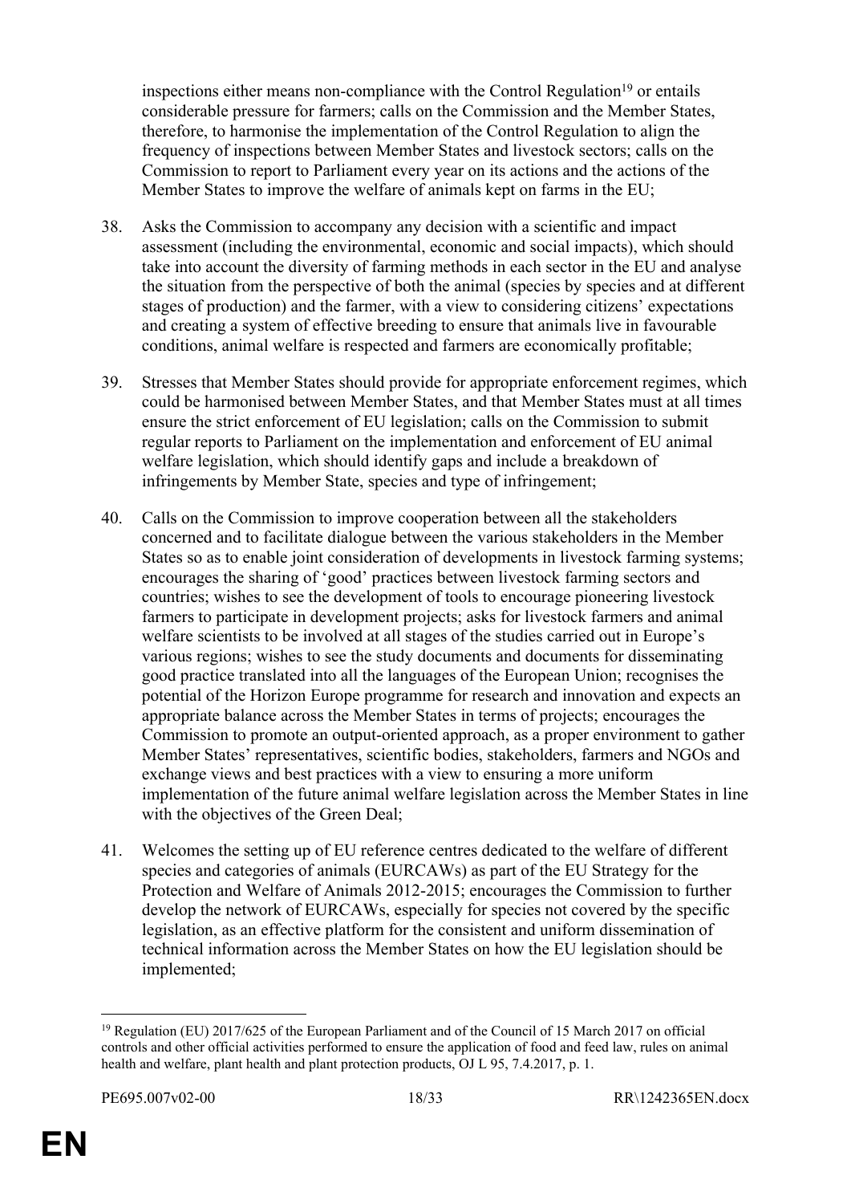inspections either means non-compliance with the Control Regulation[19] or entails considerable pressure for farmers; calls on the Commission and the Member States, therefore, to harmonise the implementation of the Control Regulation to align the frequency of inspections between Member States and livestock sectors; calls on the Commission to report to Parliament every year on its actions and the actions of the Member States to improve the welfare of animals kept on farms in the EU;

38. Asks the Commission to accompany any decision with a scientific and impact assessment (including the environmental, economic and social impacts), which should take into account the diversity of farming methods in each sector in the EU and analyse the situation from the perspective of both the animal (species by species and at different stages of production) and the farmer, with a view to considering citizens' expectations and creating a system of effective breeding to ensure that animals live in favourable conditions, animal welfare is respected and farmers are economically profitable;

39. Stresses that Member States should provide for appropriate enforcement regimes, which could be harmonised between Member States, and that Member States must at all times ensure the strict enforcement of EU legislation; calls on the Commission to submit regular reports to Parliament on the implementation and enforcement of EU animal welfare legislation, which should identify gaps and include a breakdown of infringements by Member State, species and type of infringement;

40. Calls on the Commission to improve cooperation between all the stakeholders concerned and to facilitate dialogue between the various stakeholders in the Member States so as to enable joint consideration of developments in livestock farming systems; encourages the sharing of 'good' practices between livestock farming sectors and countries; wishes to see the development of tools to encourage pioneering livestock farmers to participate in development projects; asks for livestock farmers and animal welfare scientists to be involved at all stages of the studies carried out in Europe's various regions; wishes to see the study documents and documents for disseminating good practice translated into all the languages of the European Union; recognises the potential of the Horizon Europe programme for research and innovation and expects an appropriate balance across the Member States in terms of projects; encourages the Commission to promote an output-oriented approach, as a proper environment to gather Member States' representatives, scientific bodies, stakeholders, farmers and NGOs and exchange views and best practices with a view to ensuring a more uniform implementation of the future animal welfare legislation across the Member States in line with the objectives of the Green Deal;

41. Welcomes the setting up of EU reference centres dedicated to the welfare of different species and categories of animals (EURCAWs) as part of the EU Strategy for the Protection and Welfare of Animals 2012-2015; encourages the Commission to further develop the network of EURCAWs, especially for species not covered by the specific legislation, as an effective platform for the consistent and uniform dissemination of technical information across the Member States on how the EU legislation should be implemented;

---

[19] Regulation (EU) 2017/625 of the European Parliament and of the Council of 15 March 2017 on official controls and other official activities performed to ensure the application of food and feed law, rules on animal health and welfare, plant health and plant protection products, OJ L 95, 7.4.2017, p. 1.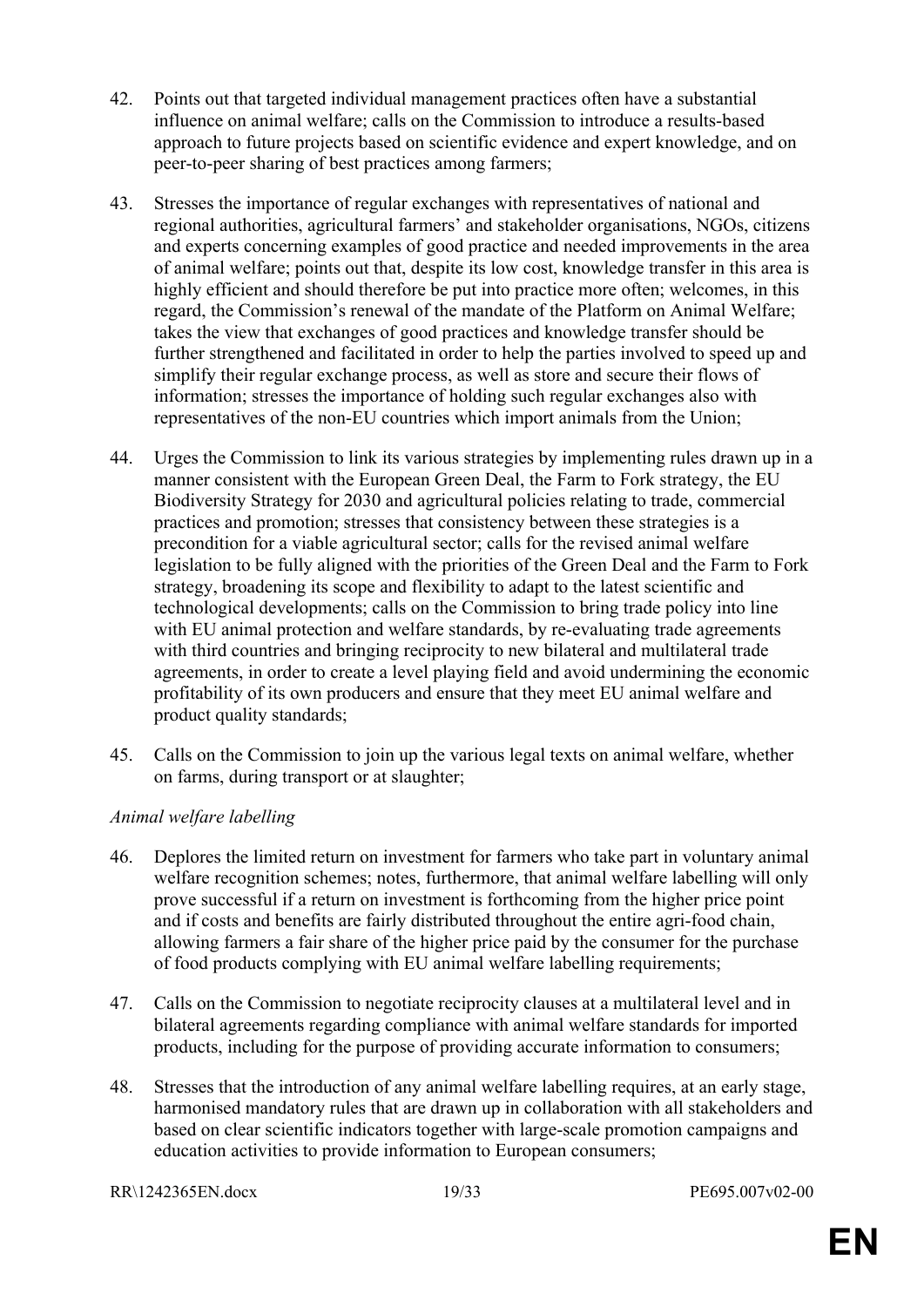42. Points out that targeted individual management practices often have a substantial influence on animal welfare; calls on the Commission to introduce a results-based approach to future projects based on scientific evidence and expert knowledge, and on peer-to-peer sharing of best practices among farmers;

43. Stresses the importance of regular exchanges with representatives of national and regional authorities, agricultural farmers' and stakeholder organisations, NGOs, citizens and experts concerning examples of good practice and needed improvements in the area of animal welfare; points out that, despite its low cost, knowledge transfer in this area is highly efficient and should therefore be put into practice more often; welcomes, in this regard, the Commission's renewal of the mandate of the Platform on Animal Welfare; takes the view that exchanges of good practices and knowledge transfer should be further strengthened and facilitated in order to help the parties involved to speed up and simplify their regular exchange process, as well as store and secure their flows of information; stresses the importance of holding such regular exchanges also with representatives of the non-EU countries which import animals from the Union;

44. Urges the Commission to link its various strategies by implementing rules drawn up in a manner consistent with the European Green Deal, the Farm to Fork strategy, the EU Biodiversity Strategy for 2030 and agricultural policies relating to trade, commercial practices and promotion; stresses that consistency between these strategies is a precondition for a viable agricultural sector; calls for the revised animal welfare legislation to be fully aligned with the priorities of the Green Deal and the Farm to Fork strategy, broadening its scope and flexibility to adapt to the latest scientific and technological developments; calls on the Commission to bring trade policy into line with EU animal protection and welfare standards, by re-evaluating trade agreements with third countries and bringing reciprocity to new bilateral and multilateral trade agreements, in order to create a level playing field and avoid undermining the economic profitability of its own producers and ensure that they meet EU animal welfare and product quality standards;

45. Calls on the Commission to join up the various legal texts on animal welfare, whether on farms, during transport or at slaughter;

*Animal welfare labelling*

46. Deplores the limited return on investment for farmers who take part in voluntary animal welfare recognition schemes; notes, furthermore, that animal welfare labelling will only prove successful if a return on investment is forthcoming from the higher price point and if costs and benefits are fairly distributed throughout the entire agri-food chain, allowing farmers a fair share of the higher price paid by the consumer for the purchase of food products complying with EU animal welfare labelling requirements;

47. Calls on the Commission to negotiate reciprocity clauses at a multilateral level and in bilateral agreements regarding compliance with animal welfare standards for imported products, including for the purpose of providing accurate information to consumers;

48. Stresses that the introduction of any animal welfare labelling requires, at an early stage, harmonised mandatory rules that are drawn up in collaboration with all stakeholders and based on clear scientific indicators together with large-scale promotion campaigns and education activities to provide information to European consumers;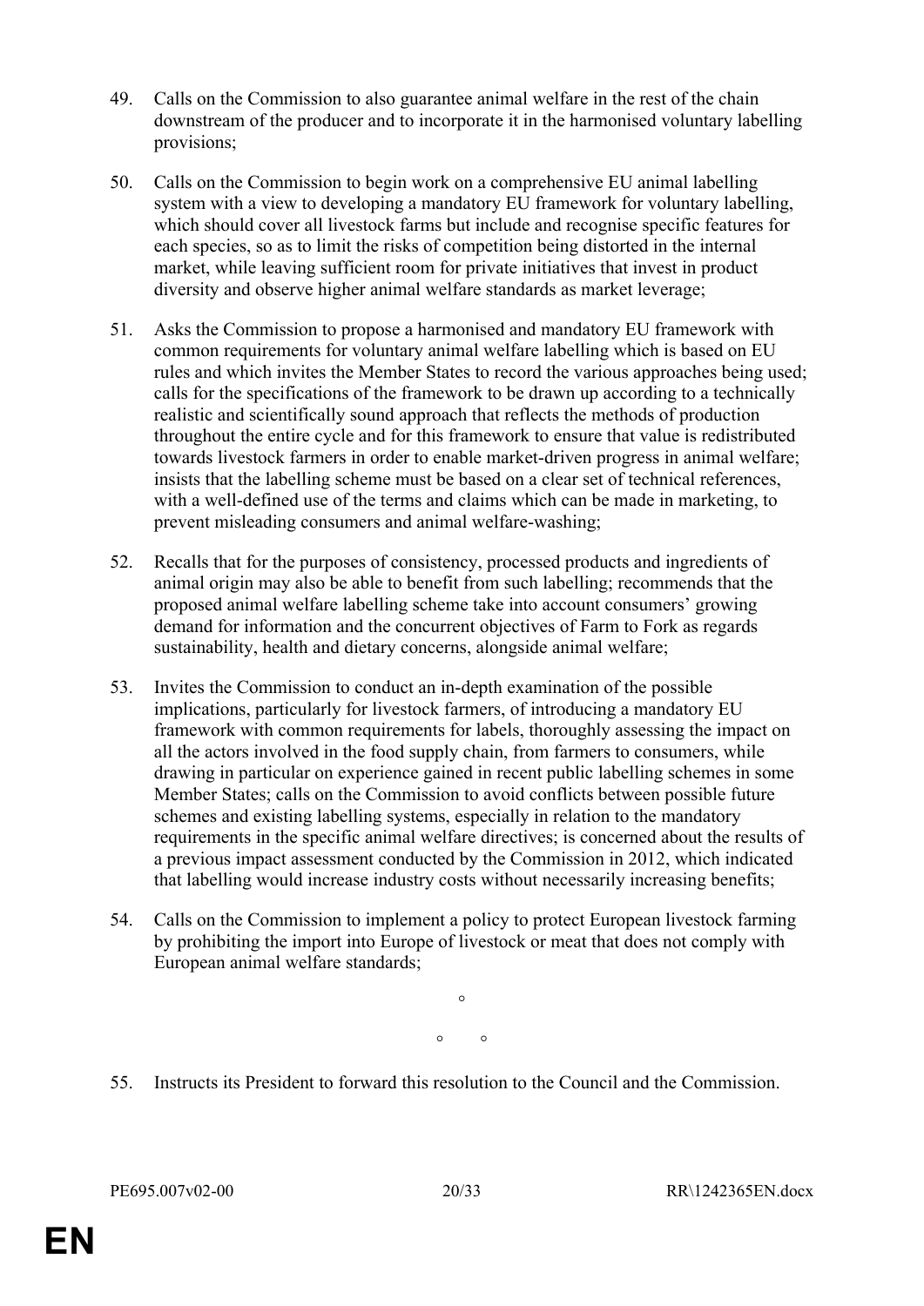49. Calls on the Commission to also guarantee animal welfare in the rest of the chain downstream of the producer and to incorporate it in the harmonised voluntary labelling provisions;

50. Calls on the Commission to begin work on a comprehensive EU animal labelling system with a view to developing a mandatory EU framework for voluntary labelling, which should cover all livestock farms but include and recognise specific features for each species, so as to limit the risks of competition being distorted in the internal market, while leaving sufficient room for private initiatives that invest in product diversity and observe higher animal welfare standards as market leverage;

51. Asks the Commission to propose a harmonised and mandatory EU framework with common requirements for voluntary animal welfare labelling which is based on EU rules and which invites the Member States to record the various approaches being used; calls for the specifications of the framework to be drawn up according to a technically realistic and scientifically sound approach that reflects the methods of production throughout the entire cycle and for this framework to ensure that value is redistributed towards livestock farmers in order to enable market-driven progress in animal welfare; insists that the labelling scheme must be based on a clear set of technical references, with a well-defined use of the terms and claims which can be made in marketing, to prevent misleading consumers and animal welfare-washing;

52. Recalls that for the purposes of consistency, processed products and ingredients of animal origin may also be able to benefit from such labelling; recommends that the proposed animal welfare labelling scheme take into account consumers' growing demand for information and the concurrent objectives of Farm to Fork as regards sustainability, health and dietary concerns, alongside animal welfare;

53. Invites the Commission to conduct an in-depth examination of the possible implications, particularly for livestock farmers, of introducing a mandatory EU framework with common requirements for labels, thoroughly assessing the impact on all the actors involved in the food supply chain, from farmers to consumers, while drawing in particular on experience gained in recent public labelling schemes in some Member States; calls on the Commission to avoid conflicts between possible future schemes and existing labelling systems, especially in relation to the mandatory requirements in the specific animal welfare directives; is concerned about the results of a previous impact assessment conducted by the Commission in 2012, which indicated that labelling would increase industry costs without necessarily increasing benefits;

54. Calls on the Commission to implement a policy to protect European livestock farming by prohibiting the import into Europe of livestock or meat that does not comply with European animal welfare standards;

°

° °

55. Instructs its President to forward this resolution to the Council and the Commission.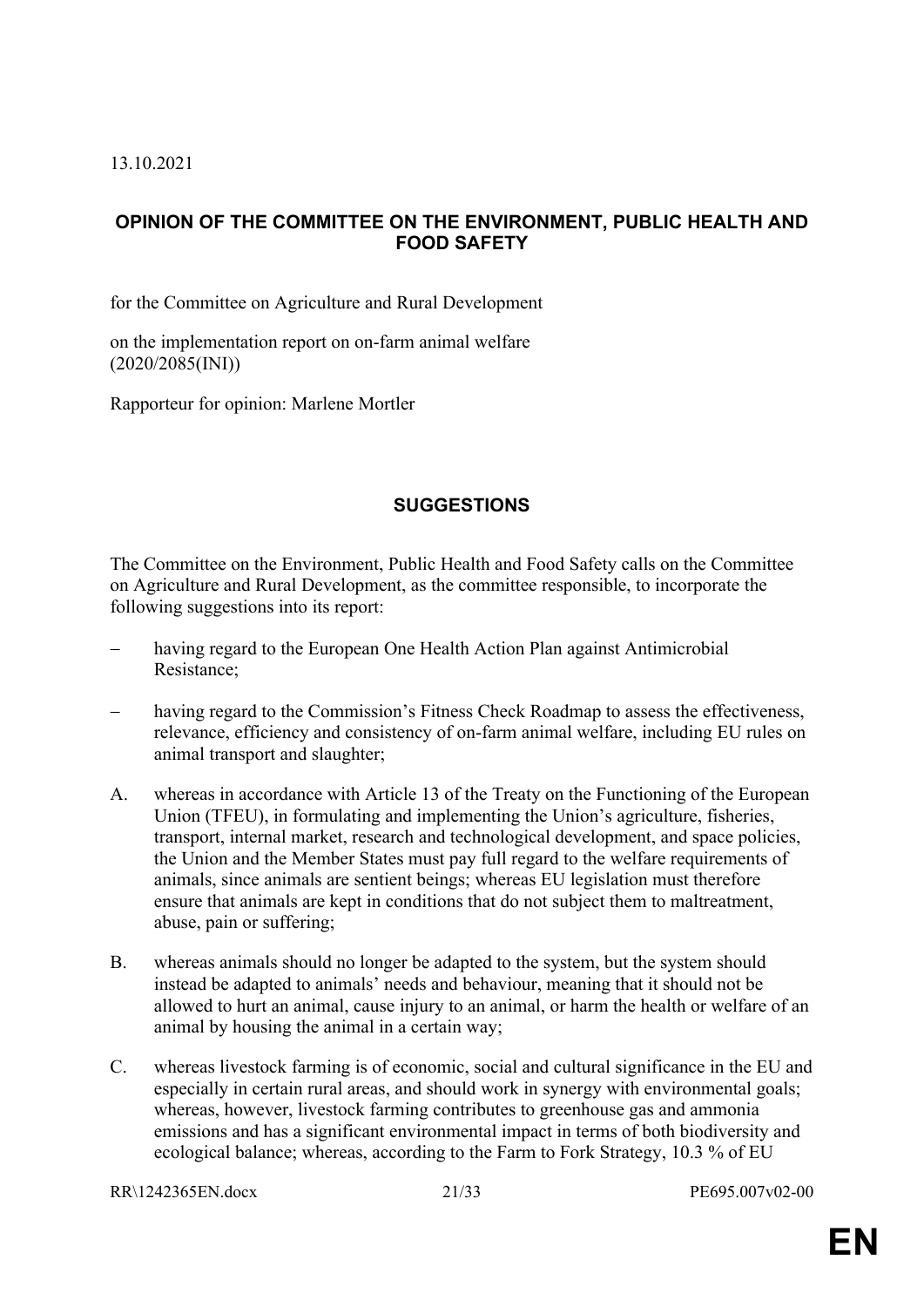13.10.2021

## OPINION OF THE COMMITTEE ON THE ENVIRONMENT, PUBLIC HEALTH AND FOOD SAFETY

for the Committee on Agriculture and Rural Development

on the implementation report on on-farm animal welfare
(2020/2085(INI))

Rapporteur for opinion: Marlene Mortler

## SUGGESTIONS

The Committee on the Environment, Public Health and Food Safety calls on the Committee on Agriculture and Rural Development, as the committee responsible, to incorporate the following suggestions into its report:

- having regard to the European One Health Action Plan against Antimicrobial Resistance;

- having regard to the Commission's Fitness Check Roadmap to assess the effectiveness, relevance, efficiency and consistency of on-farm animal welfare, including EU rules on animal transport and slaughter;

A. whereas in accordance with Article 13 of the Treaty on the Functioning of the European Union (TFEU), in formulating and implementing the Union's agriculture, fisheries, transport, internal market, research and technological development, and space policies, the Union and the Member States must pay full regard to the welfare requirements of animals, since animals are sentient beings; whereas EU legislation must therefore ensure that animals are kept in conditions that do not subject them to maltreatment, abuse, pain or suffering;

B. whereas animals should no longer be adapted to the system, but the system should instead be adapted to animals' needs and behaviour, meaning that it should not be allowed to hurt an animal, cause injury to an animal, or harm the health or welfare of an animal by housing the animal in a certain way;

C. whereas livestock farming is of economic, social and cultural significance in the EU and especially in certain rural areas, and should work in synergy with environmental goals; whereas, however, livestock farming contributes to greenhouse gas and ammonia emissions and has a significant environmental impact in terms of both biodiversity and ecological balance; whereas, according to the Farm to Fork Strategy, 10.3 % of EU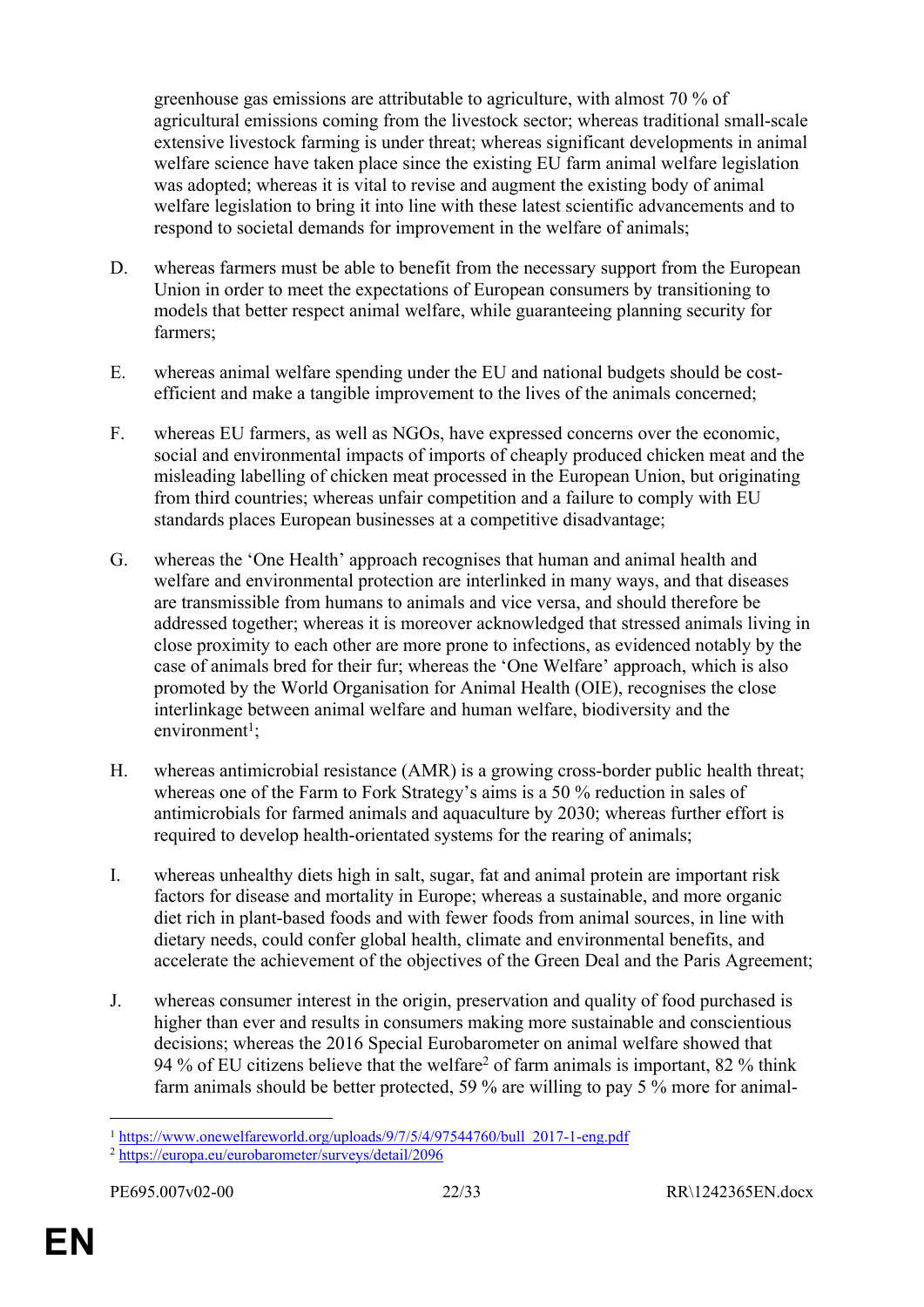greenhouse gas emissions are attributable to agriculture, with almost 70 % of agricultural emissions coming from the livestock sector; whereas traditional small-scale extensive livestock farming is under threat; whereas significant developments in animal welfare science have taken place since the existing EU farm animal welfare legislation was adopted; whereas it is vital to revise and augment the existing body of animal welfare legislation to bring it into line with these latest scientific advancements and to respond to societal demands for improvement in the welfare of animals;

D. whereas farmers must be able to benefit from the necessary support from the European Union in order to meet the expectations of European consumers by transitioning to models that better respect animal welfare, while guaranteeing planning security for farmers;

E. whereas animal welfare spending under the EU and national budgets should be cost-efficient and make a tangible improvement to the lives of the animals concerned;

F. whereas EU farmers, as well as NGOs, have expressed concerns over the economic, social and environmental impacts of imports of cheaply produced chicken meat and the misleading labelling of chicken meat processed in the European Union, but originating from third countries; whereas unfair competition and a failure to comply with EU standards places European businesses at a competitive disadvantage;

G. whereas the 'One Health' approach recognises that human and animal health and welfare and environmental protection are interlinked in many ways, and that diseases are transmissible from humans to animals and vice versa, and should therefore be addressed together; whereas it is moreover acknowledged that stressed animals living in close proximity to each other are more prone to infections, as evidenced notably by the case of animals bred for their fur; whereas the 'One Welfare' approach, which is also promoted by the World Organisation for Animal Health (OIE), recognises the close interlinkage between animal welfare and human welfare, biodiversity and the environment[1];

H. whereas antimicrobial resistance (AMR) is a growing cross-border public health threat; whereas one of the Farm to Fork Strategy's aims is a 50 % reduction in sales of antimicrobials for farmed animals and aquaculture by 2030; whereas further effort is required to develop health-orientated systems for the rearing of animals;

I. whereas unhealthy diets high in salt, sugar, fat and animal protein are important risk factors for disease and mortality in Europe; whereas a sustainable, and more organic diet rich in plant-based foods and with fewer foods from animal sources, in line with dietary needs, could confer global health, climate and environmental benefits, and accelerate the achievement of the objectives of the Green Deal and the Paris Agreement;

J. whereas consumer interest in the origin, preservation and quality of food purchased is higher than ever and results in consumers making more sustainable and conscientious decisions; whereas the 2016 Special Eurobarometer on animal welfare showed that 94 % of EU citizens believe that the welfare[2] of farm animals is important, 82 % think farm animals should be better protected, 59 % are willing to pay 5 % more for animal-

[1] https://www.onewelfareworld.org/uploads/9/7/5/4/97544760/bull_2017-1-eng.pdf

[2] https://europa.eu/eurobarometer/surveys/detail/2096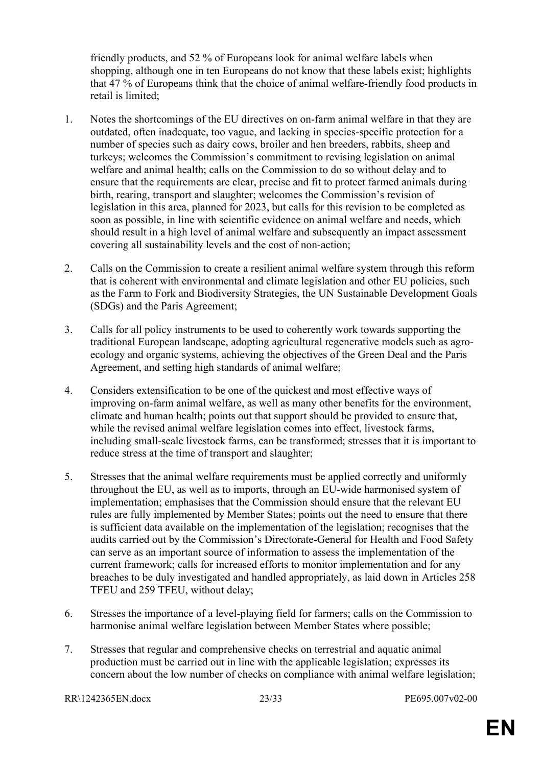friendly products, and 52 % of Europeans look for animal welfare labels when shopping, although one in ten Europeans do not know that these labels exist; highlights that 47 % of Europeans think that the choice of animal welfare-friendly food products in retail is limited;

1. Notes the shortcomings of the EU directives on on-farm animal welfare in that they are outdated, often inadequate, too vague, and lacking in species-specific protection for a number of species such as dairy cows, broiler and hen breeders, rabbits, sheep and turkeys; welcomes the Commission's commitment to revising legislation on animal welfare and animal health; calls on the Commission to do so without delay and to ensure that the requirements are clear, precise and fit to protect farmed animals during birth, rearing, transport and slaughter; welcomes the Commission's revision of legislation in this area, planned for 2023, but calls for this revision to be completed as soon as possible, in line with scientific evidence on animal welfare and needs, which should result in a high level of animal welfare and subsequently an impact assessment covering all sustainability levels and the cost of non-action;

2. Calls on the Commission to create a resilient animal welfare system through this reform that is coherent with environmental and climate legislation and other EU policies, such as the Farm to Fork and Biodiversity Strategies, the UN Sustainable Development Goals (SDGs) and the Paris Agreement;

3. Calls for all policy instruments to be used to coherently work towards supporting the traditional European landscape, adopting agricultural regenerative models such as agro-ecology and organic systems, achieving the objectives of the Green Deal and the Paris Agreement, and setting high standards of animal welfare;

4. Considers extensification to be one of the quickest and most effective ways of improving on-farm animal welfare, as well as many other benefits for the environment, climate and human health; points out that support should be provided to ensure that, while the revised animal welfare legislation comes into effect, livestock farms, including small-scale livestock farms, can be transformed; stresses that it is important to reduce stress at the time of transport and slaughter;

5. Stresses that the animal welfare requirements must be applied correctly and uniformly throughout the EU, as well as to imports, through an EU-wide harmonised system of implementation; emphasises that the Commission should ensure that the relevant EU rules are fully implemented by Member States; points out the need to ensure that there is sufficient data available on the implementation of the legislation; recognises that the audits carried out by the Commission's Directorate-General for Health and Food Safety can serve as an important source of information to assess the implementation of the current framework; calls for increased efforts to monitor implementation and for any breaches to be duly investigated and handled appropriately, as laid down in Articles 258 TFEU and 259 TFEU, without delay;

6. Stresses the importance of a level-playing field for farmers; calls on the Commission to harmonise animal welfare legislation between Member States where possible;

7. Stresses that regular and comprehensive checks on terrestrial and aquatic animal production must be carried out in line with the applicable legislation; expresses its concern about the low number of checks on compliance with animal welfare legislation;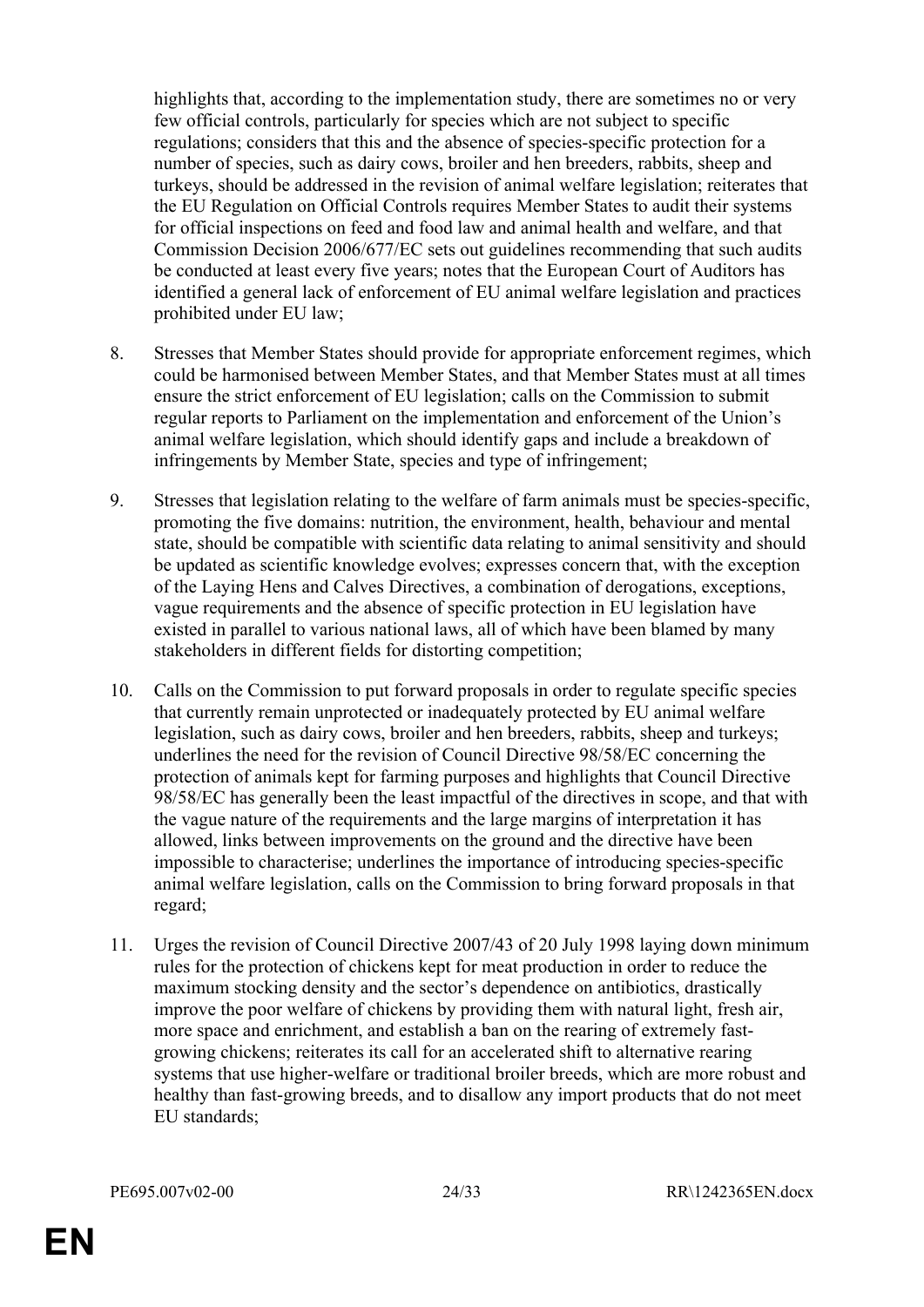highlights that, according to the implementation study, there are sometimes no or very few official controls, particularly for species which are not subject to specific regulations; considers that this and the absence of species-specific protection for a number of species, such as dairy cows, broiler and hen breeders, rabbits, sheep and turkeys, should be addressed in the revision of animal welfare legislation; reiterates that the EU Regulation on Official Controls requires Member States to audit their systems for official inspections on feed and food law and animal health and welfare, and that Commission Decision 2006/677/EC sets out guidelines recommending that such audits be conducted at least every five years; notes that the European Court of Auditors has identified a general lack of enforcement of EU animal welfare legislation and practices prohibited under EU law;

8. Stresses that Member States should provide for appropriate enforcement regimes, which could be harmonised between Member States, and that Member States must at all times ensure the strict enforcement of EU legislation; calls on the Commission to submit regular reports to Parliament on the implementation and enforcement of the Union's animal welfare legislation, which should identify gaps and include a breakdown of infringements by Member State, species and type of infringement;

9. Stresses that legislation relating to the welfare of farm animals must be species-specific, promoting the five domains: nutrition, the environment, health, behaviour and mental state, should be compatible with scientific data relating to animal sensitivity and should be updated as scientific knowledge evolves; expresses concern that, with the exception of the Laying Hens and Calves Directives, a combination of derogations, exceptions, vague requirements and the absence of specific protection in EU legislation have existed in parallel to various national laws, all of which have been blamed by many stakeholders in different fields for distorting competition;

10. Calls on the Commission to put forward proposals in order to regulate specific species that currently remain unprotected or inadequately protected by EU animal welfare legislation, such as dairy cows, broiler and hen breeders, rabbits, sheep and turkeys; underlines the need for the revision of Council Directive 98/58/EC concerning the protection of animals kept for farming purposes and highlights that Council Directive 98/58/EC has generally been the least impactful of the directives in scope, and that with the vague nature of the requirements and the large margins of interpretation it has allowed, links between improvements on the ground and the directive have been impossible to characterise; underlines the importance of introducing species-specific animal welfare legislation, calls on the Commission to bring forward proposals in that regard;

11. Urges the revision of Council Directive 2007/43 of 20 July 1998 laying down minimum rules for the protection of chickens kept for meat production in order to reduce the maximum stocking density and the sector's dependence on antibiotics, drastically improve the poor welfare of chickens by providing them with natural light, fresh air, more space and enrichment, and establish a ban on the rearing of extremely fast-growing chickens; reiterates its call for an accelerated shift to alternative rearing systems that use higher-welfare or traditional broiler breeds, which are more robust and healthy than fast-growing breeds, and to disallow any import products that do not meet EU standards;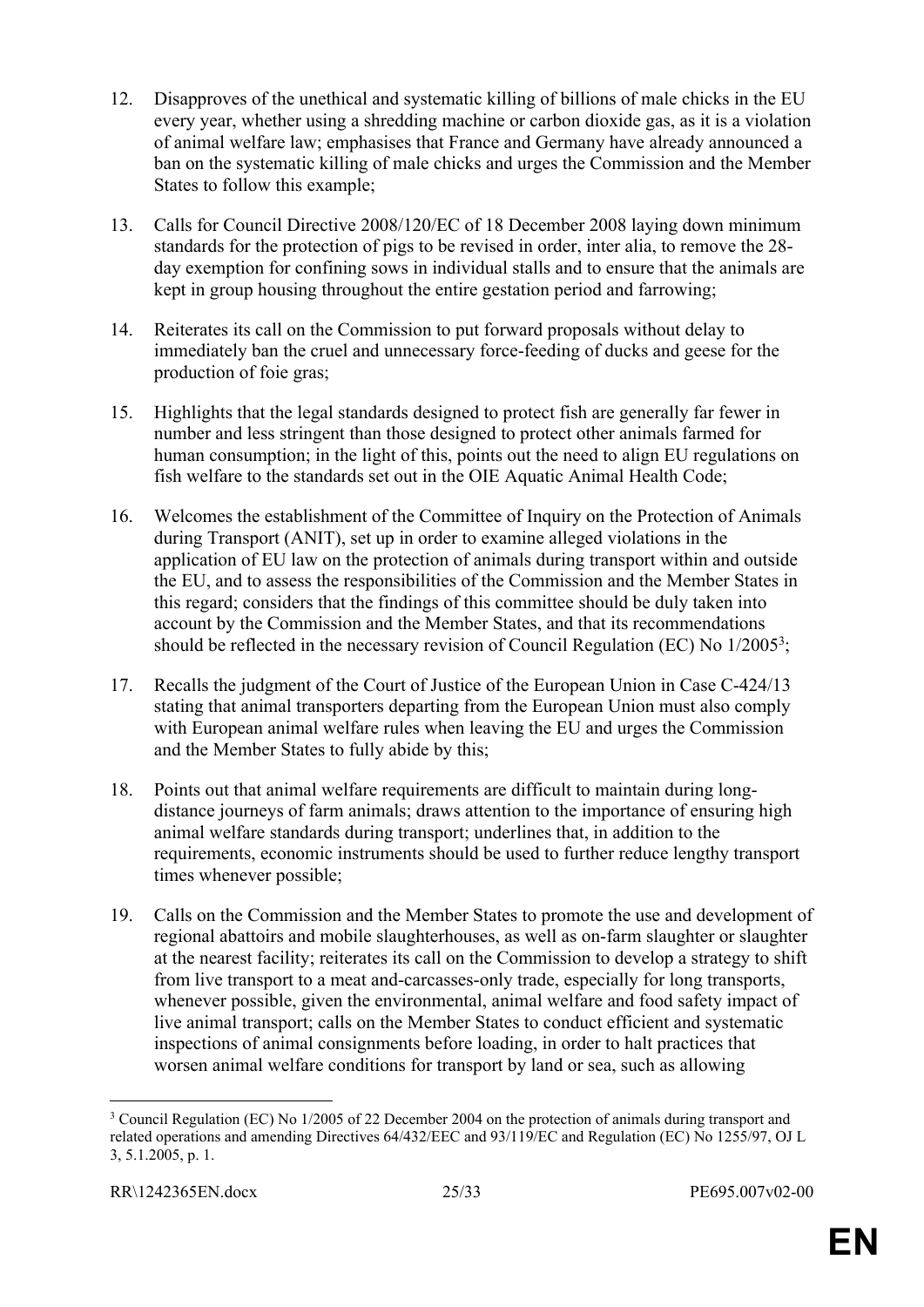12. Disapproves of the unethical and systematic killing of billions of male chicks in the EU every year, whether using a shredding machine or carbon dioxide gas, as it is a violation of animal welfare law; emphasises that France and Germany have already announced a ban on the systematic killing of male chicks and urges the Commission and the Member States to follow this example;

13. Calls for Council Directive 2008/120/EC of 18 December 2008 laying down minimum standards for the protection of pigs to be revised in order, inter alia, to remove the 28-day exemption for confining sows in individual stalls and to ensure that the animals are kept in group housing throughout the entire gestation period and farrowing;

14. Reiterates its call on the Commission to put forward proposals without delay to immediately ban the cruel and unnecessary force-feeding of ducks and geese for the production of foie gras;

15. Highlights that the legal standards designed to protect fish are generally far fewer in number and less stringent than those designed to protect other animals farmed for human consumption; in the light of this, points out the need to align EU regulations on fish welfare to the standards set out in the OIE Aquatic Animal Health Code;

16. Welcomes the establishment of the Committee of Inquiry on the Protection of Animals during Transport (ANIT), set up in order to examine alleged violations in the application of EU law on the protection of animals during transport within and outside the EU, and to assess the responsibilities of the Commission and the Member States in this regard; considers that the findings of this committee should be duly taken into account by the Commission and the Member States, and that its recommendations should be reflected in the necessary revision of Council Regulation (EC) No 1/2005[3];

17. Recalls the judgment of the Court of Justice of the European Union in Case C-424/13 stating that animal transporters departing from the European Union must also comply with European animal welfare rules when leaving the EU and urges the Commission and the Member States to fully abide by this;

18. Points out that animal welfare requirements are difficult to maintain during long-distance journeys of farm animals; draws attention to the importance of ensuring high animal welfare standards during transport; underlines that, in addition to the requirements, economic instruments should be used to further reduce lengthy transport times whenever possible;

19. Calls on the Commission and the Member States to promote the use and development of regional abattoirs and mobile slaughterhouses, as well as on-farm slaughter or slaughter at the nearest facility; reiterates its call on the Commission to develop a strategy to shift from live transport to a meat and-carcasses-only trade, especially for long transports, whenever possible, given the environmental, animal welfare and food safety impact of live animal transport; calls on the Member States to conduct efficient and systematic inspections of animal consignments before loading, in order to halt practices that worsen animal welfare conditions for transport by land or sea, such as allowing

---

[3] Council Regulation (EC) No 1/2005 of 22 December 2004 on the protection of animals during transport and related operations and amending Directives 64/432/EEC and 93/119/EC and Regulation (EC) No 1255/97, OJ L 3, 5.1.2005, p. 1.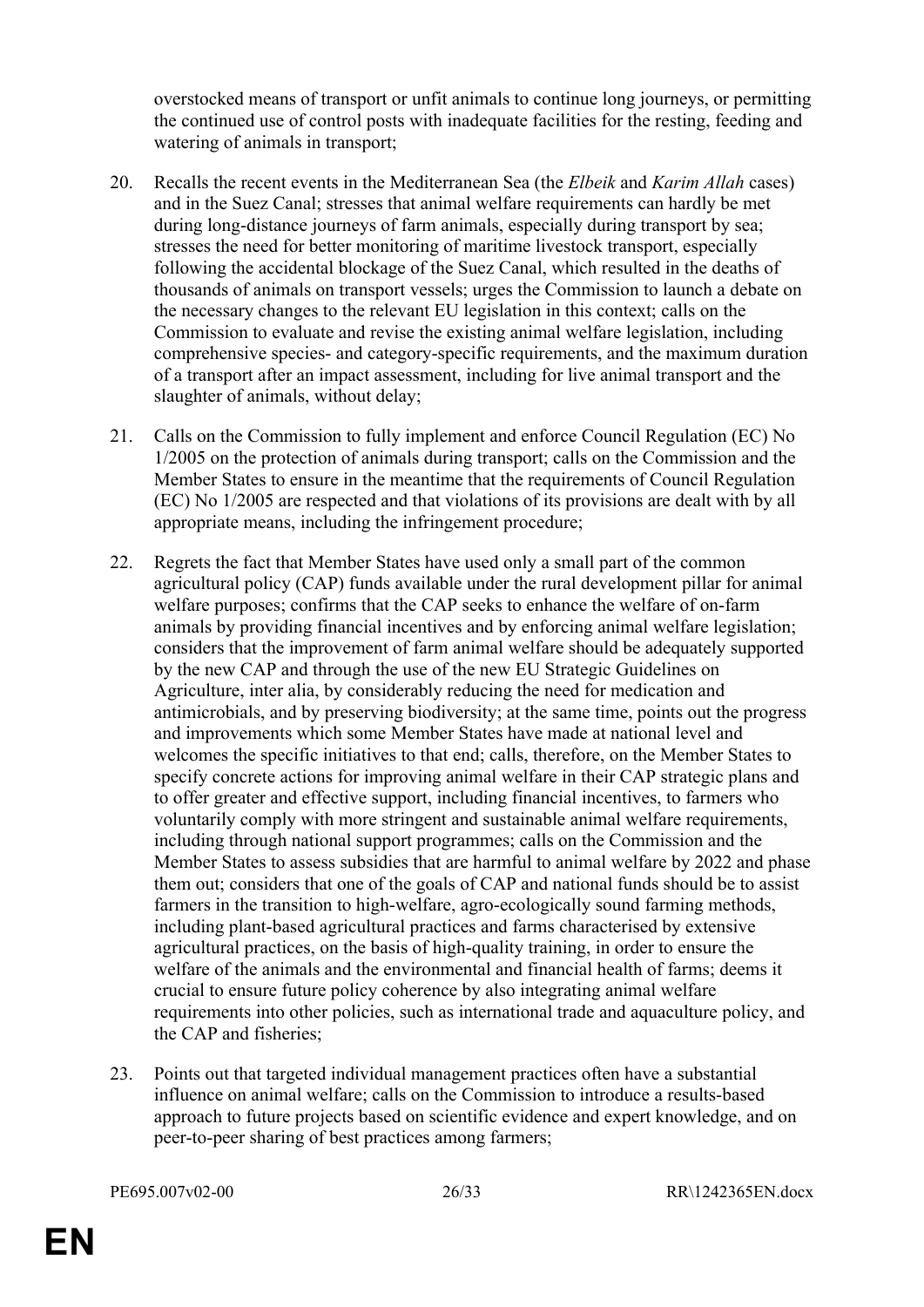overstocked means of transport or unfit animals to continue long journeys, or permitting the continued use of control posts with inadequate facilities for the resting, feeding and watering of animals in transport;

20. Recalls the recent events in the Mediterranean Sea (the *Elbeik* and *Karim Allah* cases) and in the Suez Canal; stresses that animal welfare requirements can hardly be met during long-distance journeys of farm animals, especially during transport by sea; stresses the need for better monitoring of maritime livestock transport, especially following the accidental blockage of the Suez Canal, which resulted in the deaths of thousands of animals on transport vessels; urges the Commission to launch a debate on the necessary changes to the relevant EU legislation in this context; calls on the Commission to evaluate and revise the existing animal welfare legislation, including comprehensive species- and category-specific requirements, and the maximum duration of a transport after an impact assessment, including for live animal transport and the slaughter of animals, without delay;

21. Calls on the Commission to fully implement and enforce Council Regulation (EC) No 1/2005 on the protection of animals during transport; calls on the Commission and the Member States to ensure in the meantime that the requirements of Council Regulation (EC) No 1/2005 are respected and that violations of its provisions are dealt with by all appropriate means, including the infringement procedure;

22. Regrets the fact that Member States have used only a small part of the common agricultural policy (CAP) funds available under the rural development pillar for animal welfare purposes; confirms that the CAP seeks to enhance the welfare of on-farm animals by providing financial incentives and by enforcing animal welfare legislation; considers that the improvement of farm animal welfare should be adequately supported by the new CAP and through the use of the new EU Strategic Guidelines on Agriculture, inter alia, by considerably reducing the need for medication and antimicrobials, and by preserving biodiversity; at the same time, points out the progress and improvements which some Member States have made at national level and welcomes the specific initiatives to that end; calls, therefore, on the Member States to specify concrete actions for improving animal welfare in their CAP strategic plans and to offer greater and effective support, including financial incentives, to farmers who voluntarily comply with more stringent and sustainable animal welfare requirements, including through national support programmes; calls on the Commission and the Member States to assess subsidies that are harmful to animal welfare by 2022 and phase them out; considers that one of the goals of CAP and national funds should be to assist farmers in the transition to high-welfare, agro-ecologically sound farming methods, including plant-based agricultural practices and farms characterised by extensive agricultural practices, on the basis of high-quality training, in order to ensure the welfare of the animals and the environmental and financial health of farms; deems it crucial to ensure future policy coherence by also integrating animal welfare requirements into other policies, such as international trade and aquaculture policy, and the CAP and fisheries;

23. Points out that targeted individual management practices often have a substantial influence on animal welfare; calls on the Commission to introduce a results-based approach to future projects based on scientific evidence and expert knowledge, and on peer-to-peer sharing of best practices among farmers;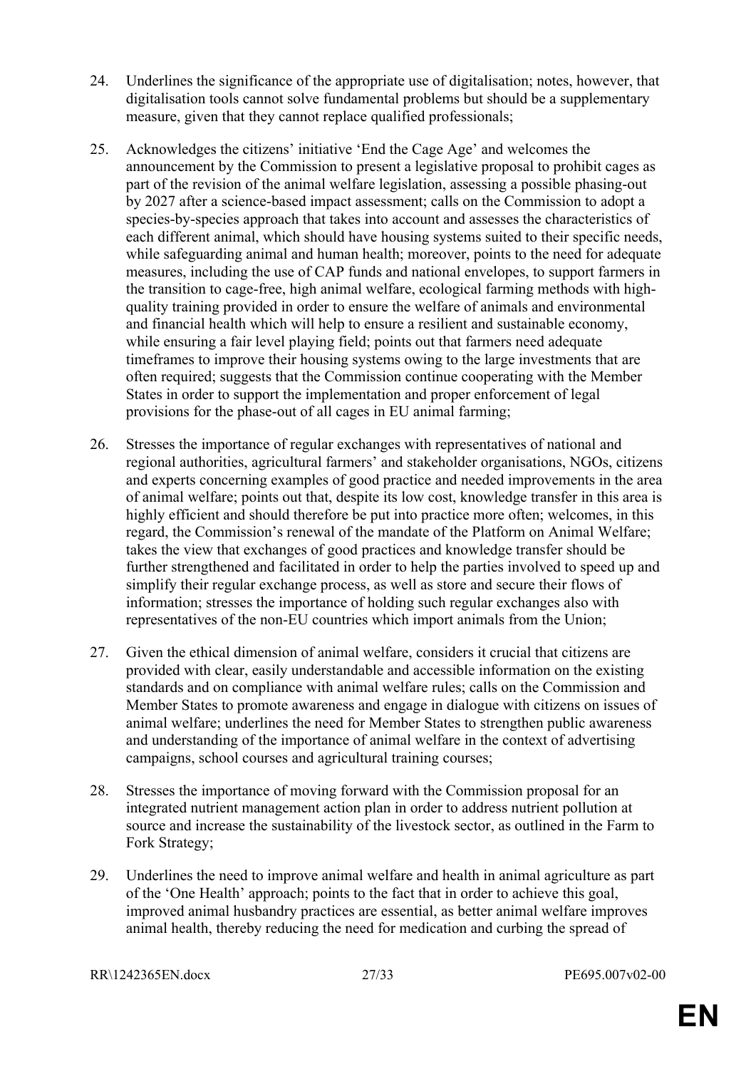24. Underlines the significance of the appropriate use of digitalisation; notes, however, that digitalisation tools cannot solve fundamental problems but should be a supplementary measure, given that they cannot replace qualified professionals;

25. Acknowledges the citizens' initiative 'End the Cage Age' and welcomes the announcement by the Commission to present a legislative proposal to prohibit cages as part of the revision of the animal welfare legislation, assessing a possible phasing-out by 2027 after a science-based impact assessment; calls on the Commission to adopt a species-by-species approach that takes into account and assesses the characteristics of each different animal, which should have housing systems suited to their specific needs, while safeguarding animal and human health; moreover, points to the need for adequate measures, including the use of CAP funds and national envelopes, to support farmers in the transition to cage-free, high animal welfare, ecological farming methods with high-quality training provided in order to ensure the welfare of animals and environmental and financial health which will help to ensure a resilient and sustainable economy, while ensuring a fair level playing field; points out that farmers need adequate timeframes to improve their housing systems owing to the large investments that are often required; suggests that the Commission continue cooperating with the Member States in order to support the implementation and proper enforcement of legal provisions for the phase-out of all cages in EU animal farming;

26. Stresses the importance of regular exchanges with representatives of national and regional authorities, agricultural farmers' and stakeholder organisations, NGOs, citizens and experts concerning examples of good practice and needed improvements in the area of animal welfare; points out that, despite its low cost, knowledge transfer in this area is highly efficient and should therefore be put into practice more often; welcomes, in this regard, the Commission's renewal of the mandate of the Platform on Animal Welfare; takes the view that exchanges of good practices and knowledge transfer should be further strengthened and facilitated in order to help the parties involved to speed up and simplify their regular exchange process, as well as store and secure their flows of information; stresses the importance of holding such regular exchanges also with representatives of the non-EU countries which import animals from the Union;

27. Given the ethical dimension of animal welfare, considers it crucial that citizens are provided with clear, easily understandable and accessible information on the existing standards and on compliance with animal welfare rules; calls on the Commission and Member States to promote awareness and engage in dialogue with citizens on issues of animal welfare; underlines the need for Member States to strengthen public awareness and understanding of the importance of animal welfare in the context of advertising campaigns, school courses and agricultural training courses;

28. Stresses the importance of moving forward with the Commission proposal for an integrated nutrient management action plan in order to address nutrient pollution at source and increase the sustainability of the livestock sector, as outlined in the Farm to Fork Strategy;

29. Underlines the need to improve animal welfare and health in animal agriculture as part of the 'One Health' approach; points to the fact that in order to achieve this goal, improved animal husbandry practices are essential, as better animal welfare improves animal health, thereby reducing the need for medication and curbing the spread of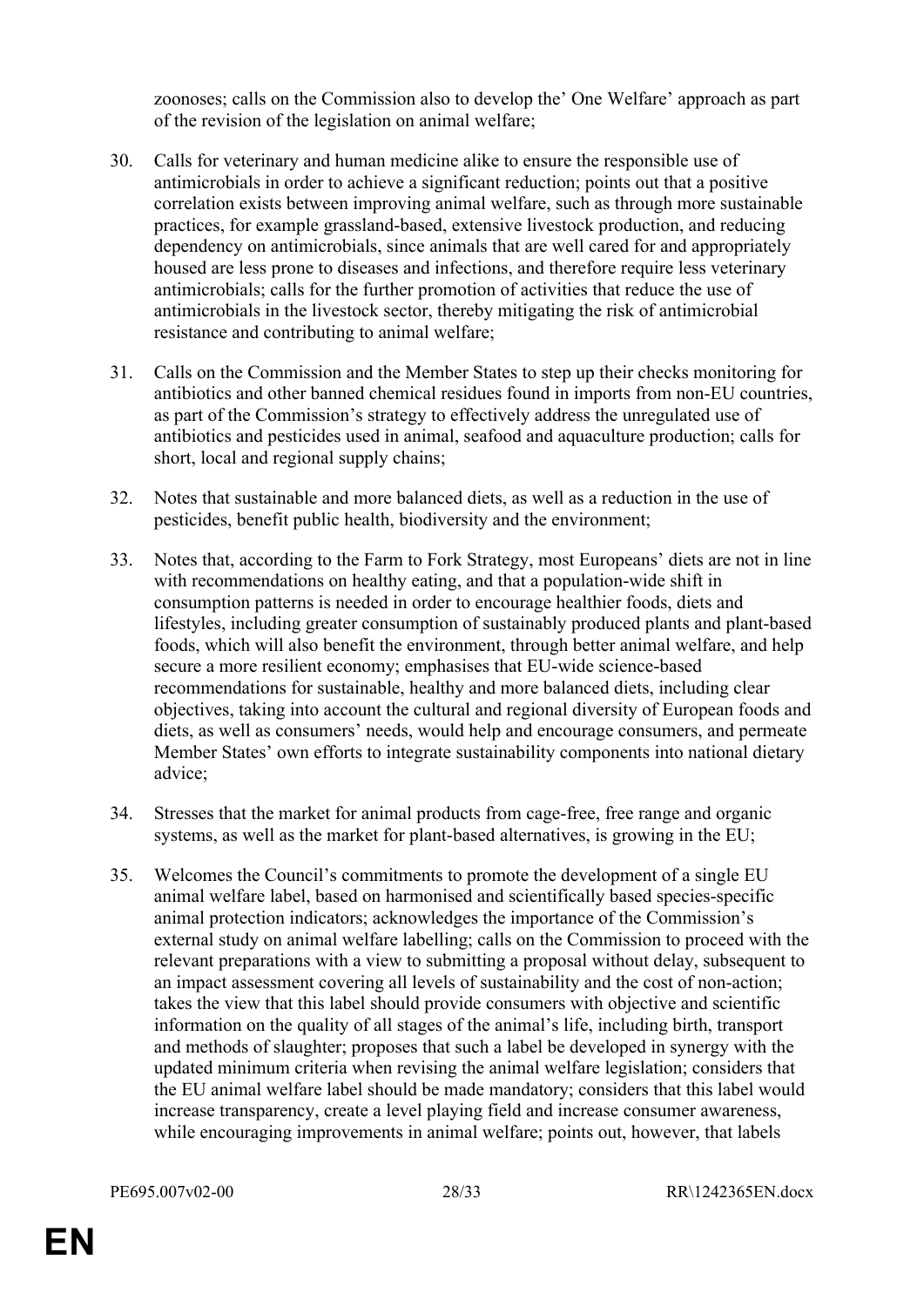zoonoses; calls on the Commission also to develop the' One Welfare' approach as part of the revision of the legislation on animal welfare;

30. Calls for veterinary and human medicine alike to ensure the responsible use of antimicrobials in order to achieve a significant reduction; points out that a positive correlation exists between improving animal welfare, such as through more sustainable practices, for example grassland-based, extensive livestock production, and reducing dependency on antimicrobials, since animals that are well cared for and appropriately housed are less prone to diseases and infections, and therefore require less veterinary antimicrobials; calls for the further promotion of activities that reduce the use of antimicrobials in the livestock sector, thereby mitigating the risk of antimicrobial resistance and contributing to animal welfare;

31. Calls on the Commission and the Member States to step up their checks monitoring for antibiotics and other banned chemical residues found in imports from non-EU countries, as part of the Commission's strategy to effectively address the unregulated use of antibiotics and pesticides used in animal, seafood and aquaculture production; calls for short, local and regional supply chains;

32. Notes that sustainable and more balanced diets, as well as a reduction in the use of pesticides, benefit public health, biodiversity and the environment;

33. Notes that, according to the Farm to Fork Strategy, most Europeans' diets are not in line with recommendations on healthy eating, and that a population-wide shift in consumption patterns is needed in order to encourage healthier foods, diets and lifestyles, including greater consumption of sustainably produced plants and plant-based foods, which will also benefit the environment, through better animal welfare, and help secure a more resilient economy; emphasises that EU-wide science-based recommendations for sustainable, healthy and more balanced diets, including clear objectives, taking into account the cultural and regional diversity of European foods and diets, as well as consumers' needs, would help and encourage consumers, and permeate Member States' own efforts to integrate sustainability components into national dietary advice;

34. Stresses that the market for animal products from cage-free, free range and organic systems, as well as the market for plant-based alternatives, is growing in the EU;

35. Welcomes the Council's commitments to promote the development of a single EU animal welfare label, based on harmonised and scientifically based species-specific animal protection indicators; acknowledges the importance of the Commission's external study on animal welfare labelling; calls on the Commission to proceed with the relevant preparations with a view to submitting a proposal without delay, subsequent to an impact assessment covering all levels of sustainability and the cost of non-action; takes the view that this label should provide consumers with objective and scientific information on the quality of all stages of the animal's life, including birth, transport and methods of slaughter; proposes that such a label be developed in synergy with the updated minimum criteria when revising the animal welfare legislation; considers that the EU animal welfare label should be made mandatory; considers that this label would increase transparency, create a level playing field and increase consumer awareness, while encouraging improvements in animal welfare; points out, however, that labels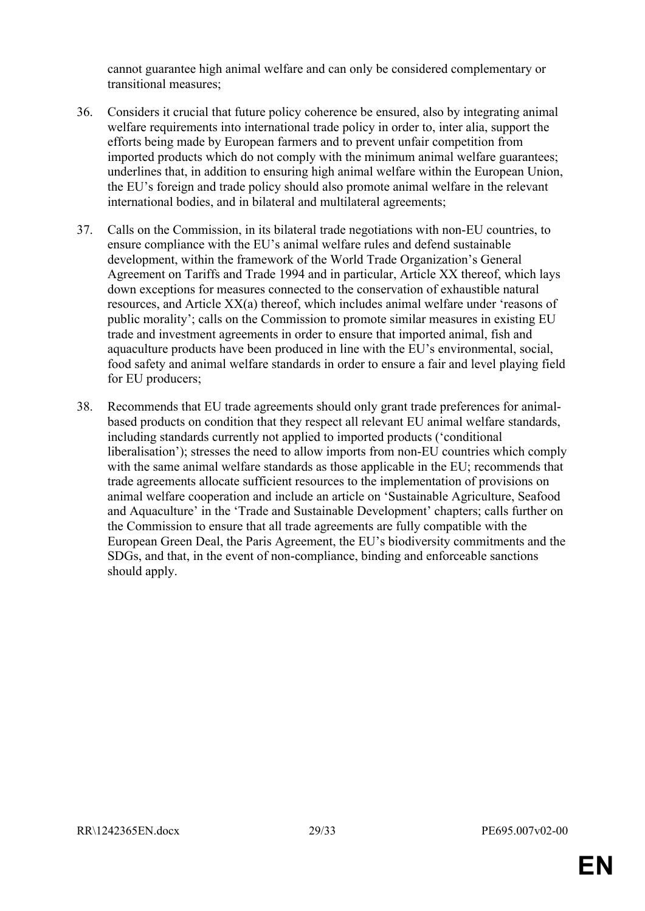cannot guarantee high animal welfare and can only be considered complementary or transitional measures;

36. Considers it crucial that future policy coherence be ensured, also by integrating animal welfare requirements into international trade policy in order to, inter alia, support the efforts being made by European farmers and to prevent unfair competition from imported products which do not comply with the minimum animal welfare guarantees; underlines that, in addition to ensuring high animal welfare within the European Union, the EU's foreign and trade policy should also promote animal welfare in the relevant international bodies, and in bilateral and multilateral agreements;

37. Calls on the Commission, in its bilateral trade negotiations with non-EU countries, to ensure compliance with the EU's animal welfare rules and defend sustainable development, within the framework of the World Trade Organization's General Agreement on Tariffs and Trade 1994 and in particular, Article XX thereof, which lays down exceptions for measures connected to the conservation of exhaustible natural resources, and Article XX(a) thereof, which includes animal welfare under 'reasons of public morality'; calls on the Commission to promote similar measures in existing EU trade and investment agreements in order to ensure that imported animal, fish and aquaculture products have been produced in line with the EU's environmental, social, food safety and animal welfare standards in order to ensure a fair and level playing field for EU producers;

38. Recommends that EU trade agreements should only grant trade preferences for animal-based products on condition that they respect all relevant EU animal welfare standards, including standards currently not applied to imported products ('conditional liberalisation'); stresses the need to allow imports from non-EU countries which comply with the same animal welfare standards as those applicable in the EU; recommends that trade agreements allocate sufficient resources to the implementation of provisions on animal welfare cooperation and include an article on 'Sustainable Agriculture, Seafood and Aquaculture' in the 'Trade and Sustainable Development' chapters; calls further on the Commission to ensure that all trade agreements are fully compatible with the European Green Deal, the Paris Agreement, the EU's biodiversity commitments and the SDGs, and that, in the event of non-compliance, binding and enforceable sanctions should apply.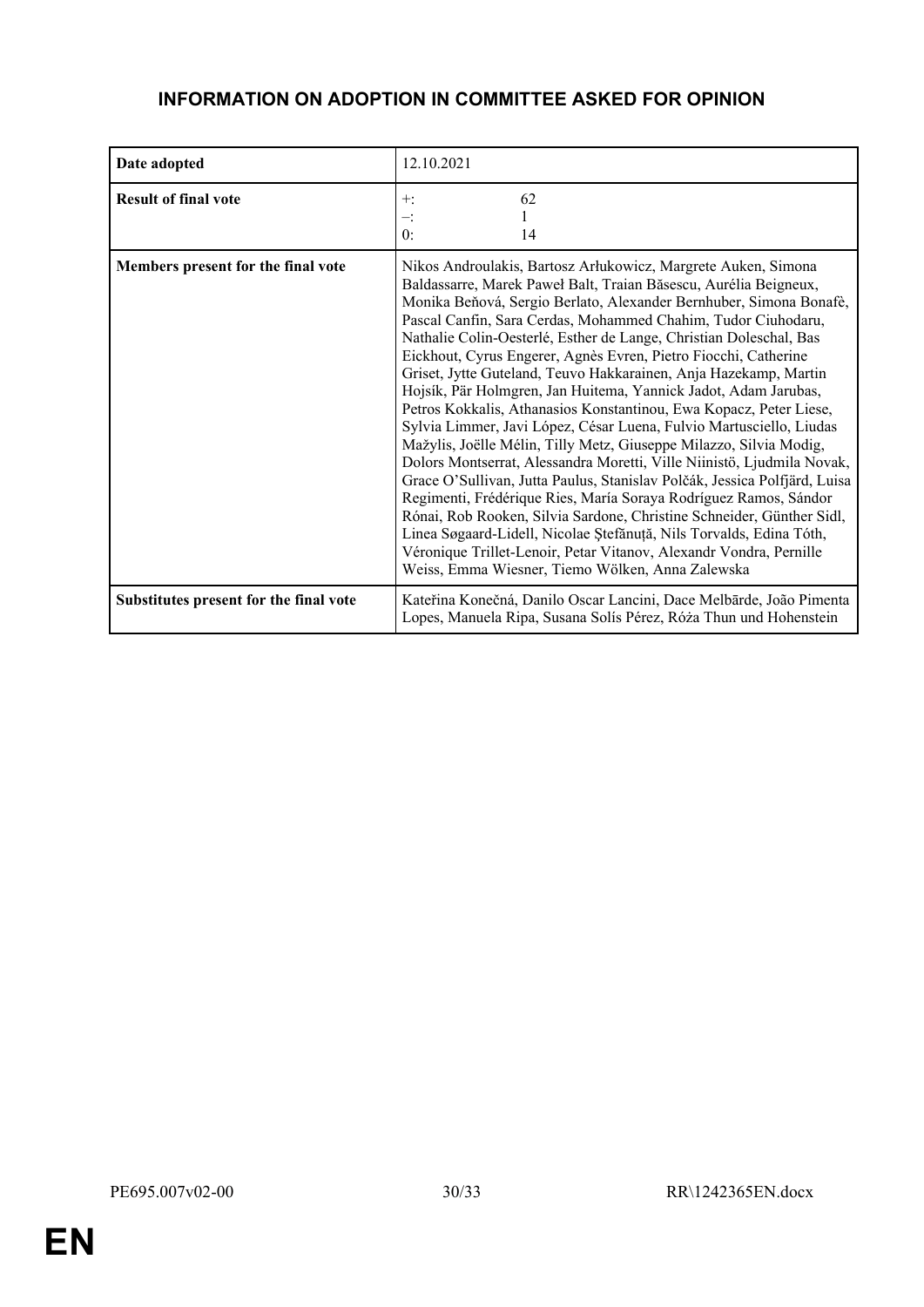# INFORMATION ON ADOPTION IN COMMITTEE ASKED FOR OPINION

| | |
|---|---|
| **Date adopted** | 12.10.2021 |
| **Result of final vote** | +: 62<br>–: 1<br>0: 14 |
| **Members present for the final vote** | Nikos Androulakis, Bartosz Arłukowicz, Margrete Auken, Simona Baldassarre, Marek Paweł Balt, Traian Băsescu, Aurélia Beigneux, Monika Beňová, Sergio Berlato, Alexander Bernhuber, Simona Bonafè, Pascal Canfin, Sara Cerdas, Mohammed Chahim, Tudor Ciuhodaru, Nathalie Colin-Oesterlé, Esther de Lange, Christian Doleschal, Bas Eickhout, Cyrus Engerer, Agnès Evren, Pietro Fiocchi, Catherine Griset, Jytte Guteland, Teuvo Hakkarainen, Anja Hazekamp, Martin Hojsík, Pär Holmgren, Jan Huitema, Yannick Jadot, Adam Jarubas, Petros Kokkalis, Athanasios Konstantinou, Ewa Kopacz, Peter Liese, Sylvia Limmer, Javi López, César Luena, Fulvio Martusciello, Liudas Mažylis, Joëlle Mélin, Tilly Metz, Giuseppe Milazzo, Silvia Modig, Dolors Montserrat, Alessandra Moretti, Ville Niinistö, Ljudmila Novak, Grace O'Sullivan, Jutta Paulus, Stanislav Polčák, Jessica Polfjärd, Luisa Regimenti, Frédérique Ries, María Soraya Rodríguez Ramos, Sándor Rónai, Rob Rooken, Silvia Sardone, Christine Schneider, Günther Sidl, Linea Søgaard-Lidell, Nicolae Ştefănuță, Nils Torvalds, Edina Tóth, Véronique Trillet-Lenoir, Petar Vitanov, Alexandr Vondra, Pernille Weiss, Emma Wiesner, Tiemo Wölken, Anna Zalewska |
| **Substitutes present for the final vote** | Kateřina Konečná, Danilo Oscar Lancini, Dace Melbārde, João Pimenta Lopes, Manuela Ripa, Susana Solís Pérez, Róża Thun und Hohenstein |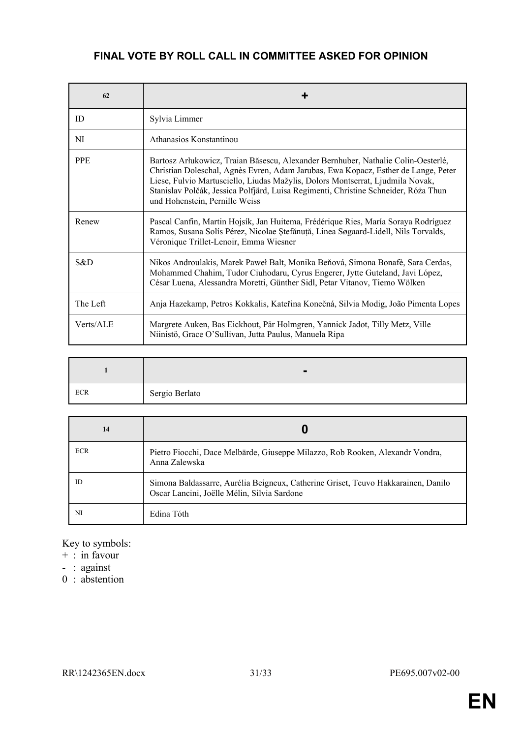#### FINAL VOTE BY ROLL CALL IN COMMITTEE ASKED FOR OPINION

| 62 | + |
|---|---|
| ID | Sylvia Limmer |
| NI | Athanasios Konstantinou |
| PPE | Bartosz Arłukowicz, Traian Băsescu, Alexander Bernhuber, Nathalie Colin-Oesterlé, Christian Doleschal, Agnès Evren, Adam Jarubas, Ewa Kopacz, Esther de Lange, Peter Liese, Fulvio Martusciello, Liudas Mažylis, Dolors Montserrat, Ljudmila Novak, Stanislav Polčák, Jessica Polfjärd, Luisa Regimenti, Christine Schneider, Róża Thun und Hohenstein, Pernille Weiss |
| Renew | Pascal Canfin, Martin Hojsík, Jan Huitema, Frédérique Ries, María Soraya Rodríguez Ramos, Susana Solís Pérez, Nicolae Ştefănuță, Linea Søgaard-Lidell, Nils Torvalds, Véronique Trillet-Lenoir, Emma Wiesner |
| S&D | Nikos Androulakis, Marek Paweł Balt, Monika Beňová, Simona Bonafè, Sara Cerdas, Mohammed Chahim, Tudor Ciuhodaru, Cyrus Engerer, Jytte Guteland, Javi López, César Luena, Alessandra Moretti, Günther Sidl, Petar Vitanov, Tiemo Wölken |
| The Left | Anja Hazekamp, Petros Kokkalis, Kateřina Konečná, Silvia Modig, João Pimenta Lopes |
| Verts/ALE | Margrete Auken, Bas Eickhout, Pär Holmgren, Yannick Jadot, Tilly Metz, Ville Niinistö, Grace O'Sullivan, Jutta Paulus, Manuela Ripa |

| 1 | - |
|---|---|
| ECR | Sergio Berlato |

| 14 | 0 |
|---|---|
| ECR | Pietro Fiocchi, Dace Melbārde, Giuseppe Milazzo, Rob Rooken, Alexandr Vondra, Anna Zalewska |
| ID | Simona Baldassarre, Aurélia Beigneux, Catherine Griset, Teuvo Hakkarainen, Danilo Oscar Lancini, Joëlle Mélin, Silvia Sardone |
| NI | Edina Tóth |

Key to symbols:
+ : in favour
- : against
0 : abstention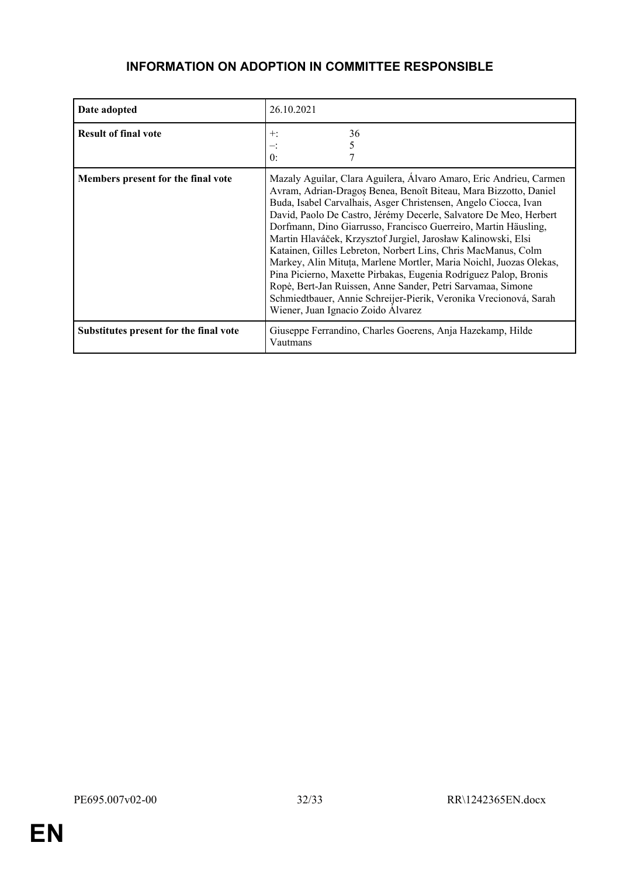## INFORMATION ON ADOPTION IN COMMITTEE RESPONSIBLE

| Date adopted | 26.10.2021 |
|---|---|
| **Result of final vote** | +: 36<br>–: 5<br>0: 7 |
| **Members present for the final vote** | Mazaly Aguilar, Clara Aguilera, Álvaro Amaro, Eric Andrieu, Carmen Avram, Adrian-Dragoş Benea, Benoît Biteau, Mara Bizzotto, Daniel Buda, Isabel Carvalhais, Asger Christensen, Angelo Ciocca, Ivan David, Paolo De Castro, Jérémy Decerle, Salvatore De Meo, Herbert Dorfmann, Dino Giarrusso, Francisco Guerreiro, Martin Häusling, Martin Hlaváček, Krzysztof Jurgiel, Jarosław Kalinowski, Elsi Katainen, Gilles Lebreton, Norbert Lins, Chris MacManus, Colm Markey, Alin Mituța, Marlene Mortler, Maria Noichl, Juozas Olekas, Pina Picierno, Maxette Pirbakas, Eugenia Rodríguez Palop, Bronis Ropė, Bert-Jan Ruissen, Anne Sander, Petri Sarvamaa, Simone Schmiedtbauer, Annie Schreijer-Pierik, Veronika Vrecionová, Sarah Wiener, Juan Ignacio Zoido Álvarez |
| **Substitutes present for the final vote** | Giuseppe Ferrandino, Charles Goerens, Anja Hazekamp, Hilde Vautmans |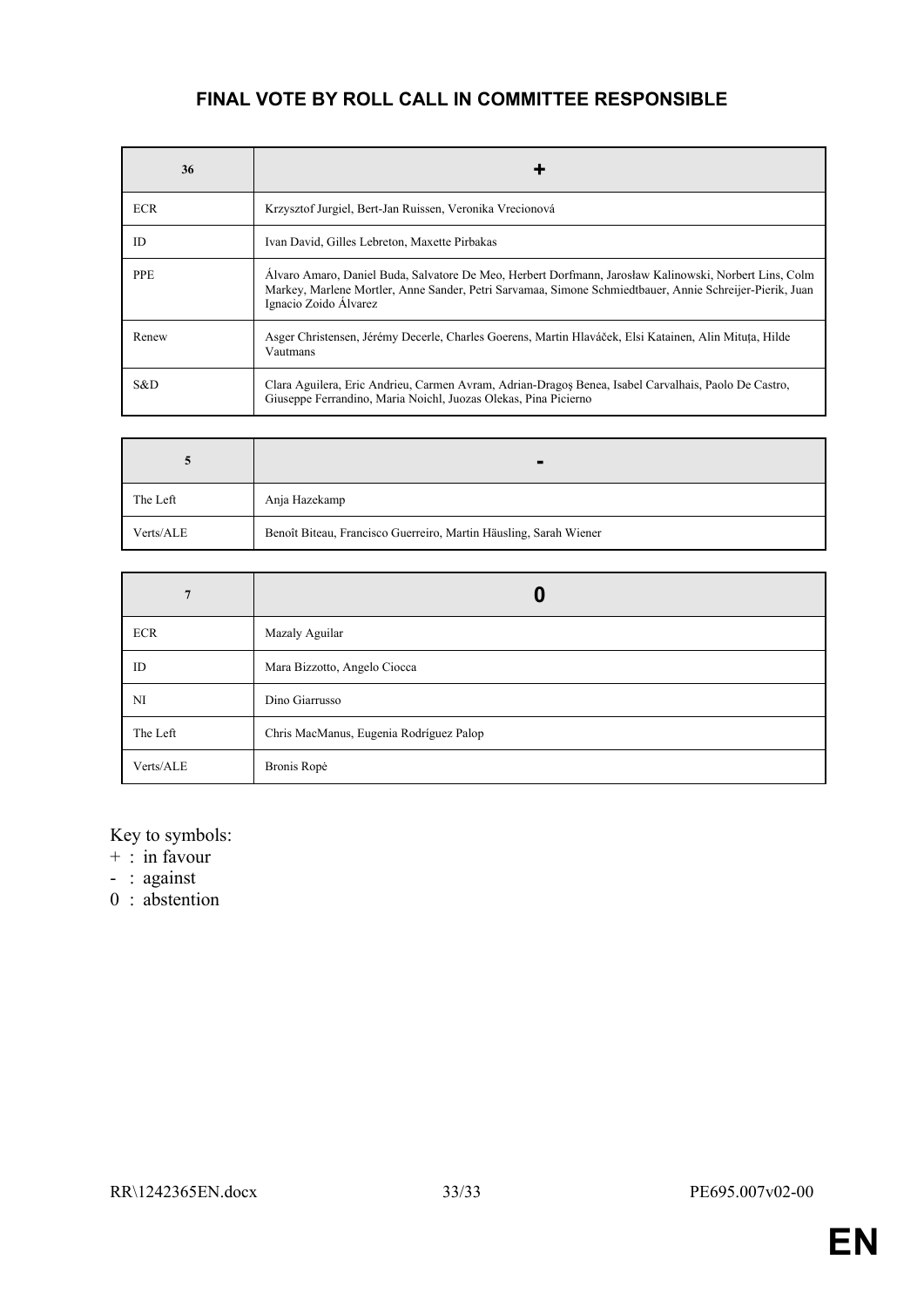## FINAL VOTE BY ROLL CALL IN COMMITTEE RESPONSIBLE

| 36 | + |
|---|---|
| ECR | Krzysztof Jurgiel, Bert-Jan Ruissen, Veronika Vrecionová |
| ID | Ivan David, Gilles Lebreton, Maxette Pirbakas |
| PPE | Álvaro Amaro, Daniel Buda, Salvatore De Meo, Herbert Dorfmann, Jarosław Kalinowski, Norbert Lins, Colm Markey, Marlene Mortler, Anne Sander, Petri Sarvamaa, Simone Schmiedtbauer, Annie Schreijer-Pierik, Juan Ignacio Zoido Álvarez |
| Renew | Asger Christensen, Jérémy Decerle, Charles Goerens, Martin Hlaváček, Elsi Katainen, Alin Mituța, Hilde Vautmans |
| S&D | Clara Aguilera, Eric Andrieu, Carmen Avram, Adrian-Dragoş Benea, Isabel Carvalhais, Paolo De Castro, Giuseppe Ferrandino, Maria Noichl, Juozas Olekas, Pina Picierno |

| 5 | - |
|---|---|
| The Left | Anja Hazekamp |
| Verts/ALE | Benoît Biteau, Francisco Guerreiro, Martin Häusling, Sarah Wiener |

| 7 | 0 |
|---|---|
| ECR | Mazaly Aguilar |
| ID | Mara Bizzotto, Angelo Ciocca |
| NI | Dino Giarrusso |
| The Left | Chris MacManus, Eugenia Rodríguez Palop |
| Verts/ALE | Bronis Ropė |

Key to symbols:
+ : in favour
- : against
0 : abstention